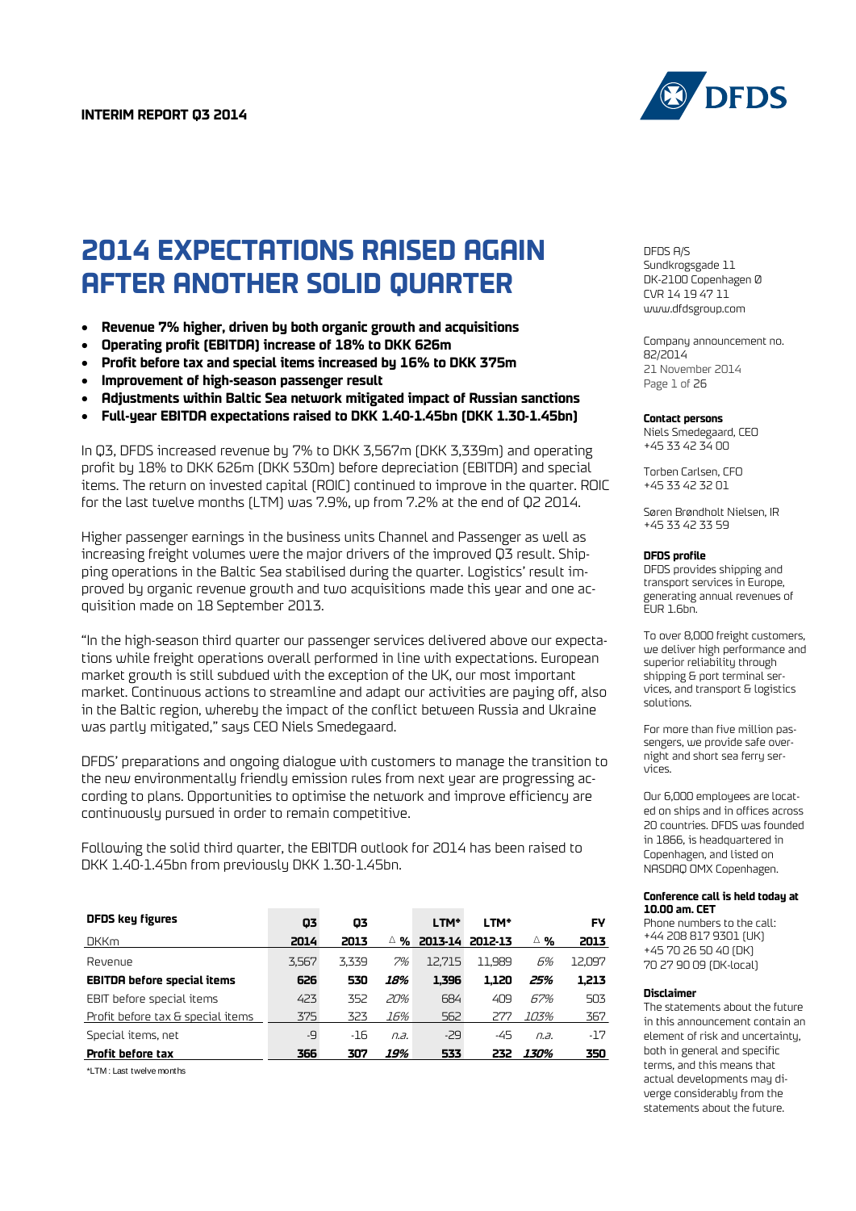**INTERIM REPORT Q3 2014**

# 2014 EXPECTATIONS RAISED AGAIN AFTER ANOTHER SOLID QUARTER

- **Revenue 7% higher, driven by both organic growth and acquisitions**
- **Operating profit (EBITDA) increase of 18% to DKK 626m**
- **Profit before tax and special items increased by 16% to DKK 375m**
- **Improvement of high-season passenger result**
- **Adjustments within Baltic Sea network mitigated impact of Russian sanctions**
- **Full-year EBITDA expectations raised to DKK 1.40-1.45bn (DKK 1.30-1.45bn)**

In Q3, DFDS increased revenue by 7% to DKK 3,567m (DKK 3,339m) and operating profit by 18% to DKK 626m (DKK 530m) before depreciation (EBITDA) and special items. The return on invested capital (ROIC) continued to improve in the quarter. ROIC for the last twelve months (LTM) was 7.9%, up from 7.2% at the end of Q2 2014.

Higher passenger earnings in the business units Channel and Passenger as well as increasing freight volumes were the major drivers of the improved Q3 result. Shipping operations in the Baltic Sea stabilised during the quarter. Logistics' result improved by organic revenue growth and two acquisitions made this year and one acquisition made on 18 September 2013.

"In the high-season third quarter our passenger services delivered above our expectations while freight operations overall performed in line with expectations. European market growth is still subdued with the exception of the UK, our most important market. Continuous actions to streamline and adapt our activities are paying off, also in the Baltic region, whereby the impact of the conflict between Russia and Ukraine was partly mitigated," says CEO Niels Smedegaard.

DFDS' preparations and ongoing dialogue with customers to manage the transition to the new environmentally friendly emission rules from next year are progressing according to plans. Opportunities to optimise the network and improve efficiency are continuously pursued in order to remain competitive.

Following the solid third quarter, the EBITDA outlook for 2014 has been raised to DKK 1.40-1.45bn from previously DKK 1.30-1.45bn.

| **DFDS key figures** | **Q3** | **Q3** | | **LTM*** | **LTM*** | | **FY** |
|---|---|---|---|---|---|---|---|
| DKKm | **2014** | **2013** | **Δ %** | **2013-14** | **2012-13** | **Δ %** | **2013** |
| Revenue | 3,567 | 3,339 | *7%* | 12,715 | 11,989 | *6%* | 12,097 |
| **EBITDA before special items** | **626** | **530** | ***18%*** | **1,396** | **1,120** | ***25%*** | **1,213** |
| EBIT before special items | 423 | 352 | *20%* | 684 | 409 | *67%* | 503 |
| Profit before tax & special items | 375 | 323 | *16%* | 562 | 277 | *103%* | 367 |
| Special items, net | -9 | -16 | *n.a.* | -29 | -45 | *n.a.* | -17 |
| **Profit before tax** | **366** | **307** | ***19%*** | **533** | **232** | ***130%*** | **350** |

*LTM : Last twelve months

DFDS A/S
Sundkrogsgade 11
DK-2100 Copenhagen Ø
CVR 14 19 47 11
www.dfdsgroup.com

Company announcement no. 82/2014
21 November 2014

**Contact persons**

Niels Smedegaard, CEO
+45 33 42 34 00

Torben Carlsen, CFO
+45 33 42 32 01

Søren Brøndholt Nielsen, IR
+45 33 42 33 59

**DFDS profile**

DFDS provides shipping and transport services in Europe, generating annual revenues of EUR 1.6bn.

To over 8,000 freight customers, we deliver high performance and superior reliability through shipping & port terminal services, and transport & logistics solutions.

For more than five million passengers, we provide safe overnight and short sea ferry services.

Our 6,000 employees are located on ships and in offices across 20 countries. DFDS was founded in 1866, is headquartered in Copenhagen, and listed on NASDAQ OMX Copenhagen.

**Conference call is held today at 10.00 am. CET**

Phone numbers to the call:
+44 208 817 9301 (UK)
+45 70 26 50 40 (DK)
70 27 90 09 (DK-local)

**Disclaimer**

The statements about the future in this announcement contain an element of risk and uncertainty, both in general and specific terms, and this means that actual developments may diverge considerably from the statements about the future.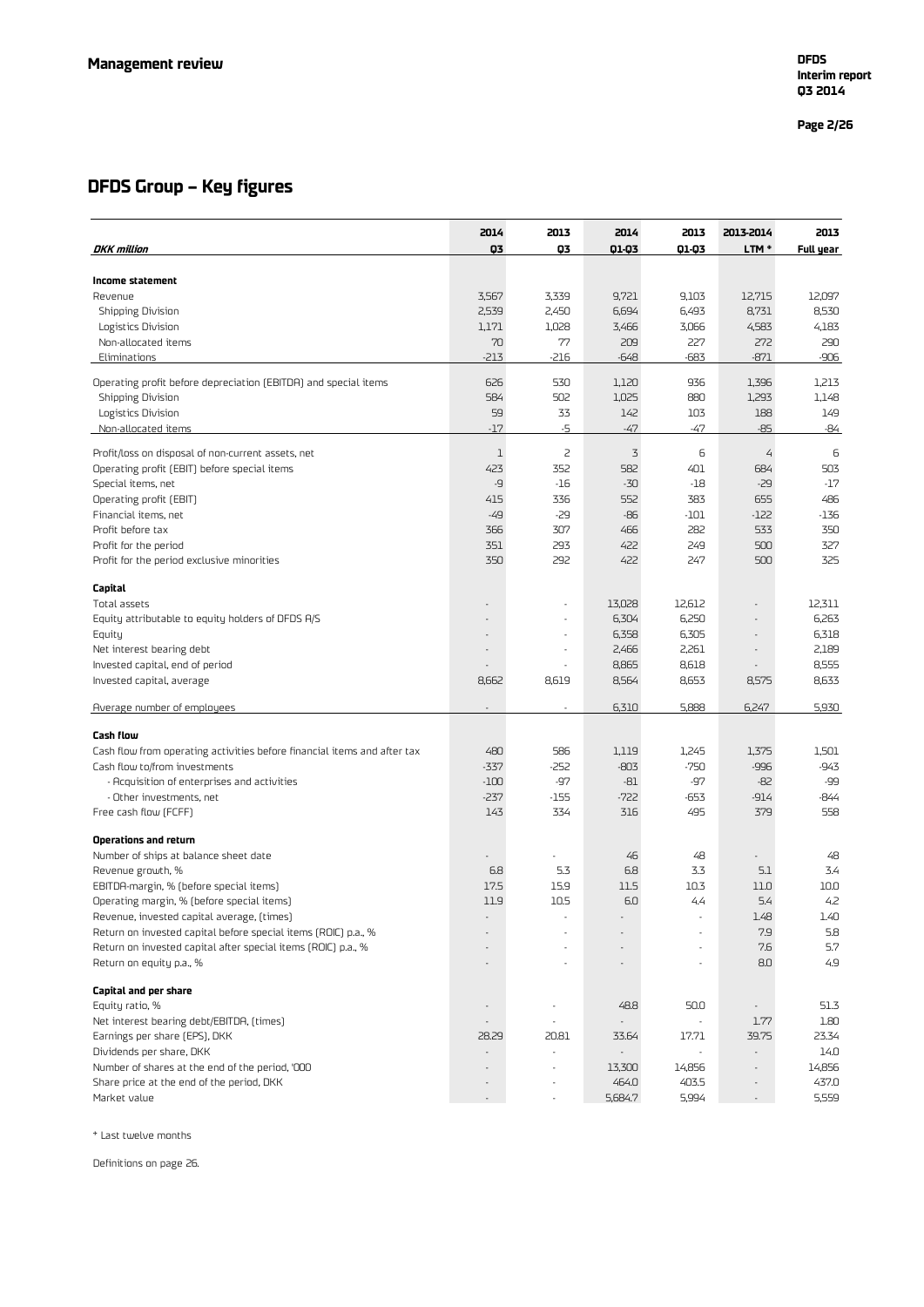# DFDS Group – Key figures

| *DKK million* | 2014 Q3 | 2013 Q3 | 2014 Q1-Q3 | 2013 Q1-Q3 | 2013-2014 LTM * | 2013 Full year |
|---|---|---|---|---|---|---|
| **Income statement** | | | | | | |
| Revenue | 3,567 | 3,339 | 9,721 | 9,103 | 12,715 | 12,097 |
| Shipping Division | 2,539 | 2,450 | 6,694 | 6,493 | 8,731 | 8,530 |
| Logistics Division | 1,171 | 1,028 | 3,466 | 3,066 | 4,583 | 4,183 |
| Non-allocated items | 70 | 77 | 209 | 227 | 272 | 290 |
| Eliminations | -213 | -216 | -648 | -683 | -871 | -906 |
| Operating profit before depreciation (EBITDA) and special items | 626 | 530 | 1,120 | 936 | 1,396 | 1,213 |
| Shipping Division | 584 | 502 | 1,025 | 880 | 1,293 | 1,148 |
| Logistics Division | 59 | 33 | 142 | 103 | 188 | 149 |
| Non-allocated items | -17 | -5 | -47 | -47 | -85 | -84 |
| Profit/loss on disposal of non-current assets, net | 1 | 2 | 3 | 6 | 4 | 6 |
| Operating profit (EBIT) before special items | 423 | 352 | 582 | 401 | 684 | 503 |
| Special items, net | -9 | -16 | -30 | -18 | -29 | -17 |
| Operating profit (EBIT) | 415 | 336 | 552 | 383 | 655 | 486 |
| Financial items, net | -49 | -29 | -86 | -101 | -122 | -136 |
| Profit before tax | 366 | 307 | 466 | 282 | 533 | 350 |
| Profit for the period | 351 | 293 | 422 | 249 | 500 | 327 |
| Profit for the period exclusive minorities | 350 | 292 | 422 | 247 | 500 | 325 |
| **Capital** | | | | | | |
| Total assets | - | - | 13,028 | 12,612 | - | 12,311 |
| Equity attributable to equity holders of DFDS A/S | - | - | 6,304 | 6,250 | - | 6,263 |
| Equity | - | - | 6,358 | 6,305 | - | 6,318 |
| Net interest bearing debt | - | - | 2,466 | 2,261 | - | 2,189 |
| Invested capital, end of period | - | - | 8,865 | 8,618 | - | 8,555 |
| Invested capital, average | 8,662 | 8,619 | 8,564 | 8,653 | 8,575 | 8,633 |
| Average number of employees | - | - | 6,310 | 5,888 | 6,247 | 5,930 |
| **Cash flow** | | | | | | |
| Cash flow from operating activities before financial items and after tax | 480 | 586 | 1,119 | 1,245 | 1,375 | 1,501 |
| Cash flow to/from investments | -337 | -252 | -803 | -750 | -996 | -943 |
| - Acquisition of enterprises and activities | -100 | -97 | -81 | -97 | -82 | -99 |
| - Other investments, net | -237 | -155 | -722 | -653 | -914 | -844 |
| Free cash flow (FCFF) | 143 | 334 | 316 | 495 | 379 | 558 |
| **Operations and return** | | | | | | |
| Number of ships at balance sheet date | - | - | 46 | 48 | - | 48 |
| Revenue growth, % | 6.8 | 5.3 | 6.8 | 3.3 | 5.1 | 3.4 |
| EBITDA-margin, % (before special items) | 17.5 | 15.9 | 11.5 | 10.3 | 11.0 | 10.0 |
| Operating margin, % (before special items) | 11.9 | 10.5 | 6.0 | 4.4 | 5.4 | 4.2 |
| Revenue, invested capital average, (times) | - | - | - | - | 1.48 | 1.40 |
| Return on invested capital before special items (ROIC) p.a., % | - | - | - | - | 7.9 | 5.8 |
| Return on invested capital after special items (ROIC) p.a., % | - | - | - | - | 7.6 | 5.7 |
| Return on equity p.a., % | - | - | - | - | 8.0 | 4.9 |
| **Capital and per share** | | | | | | |
| Equity ratio, % | - | - | 48.8 | 50.0 | - | 51.3 |
| Net interest bearing debt/EBITDA, (times) | - | - | - | - | 1.77 | 1.80 |
| Earnings per share (EPS), DKK | 28.29 | 20.81 | 33.64 | 17.71 | 39.75 | 23.34 |
| Dividends per share, DKK | - | - | - | - | - | 14.0 |
| Number of shares at the end of the period, '000 | - | - | 13,300 | 14,856 | - | 14,856 |
| Share price at the end of the period, DKK | - | - | 464.0 | 403.5 | - | 437.0 |
| Market value | - | - | 5,684.7 | 5,994 | - | 5,559 |

* Last twelve months

Definitions on page 26.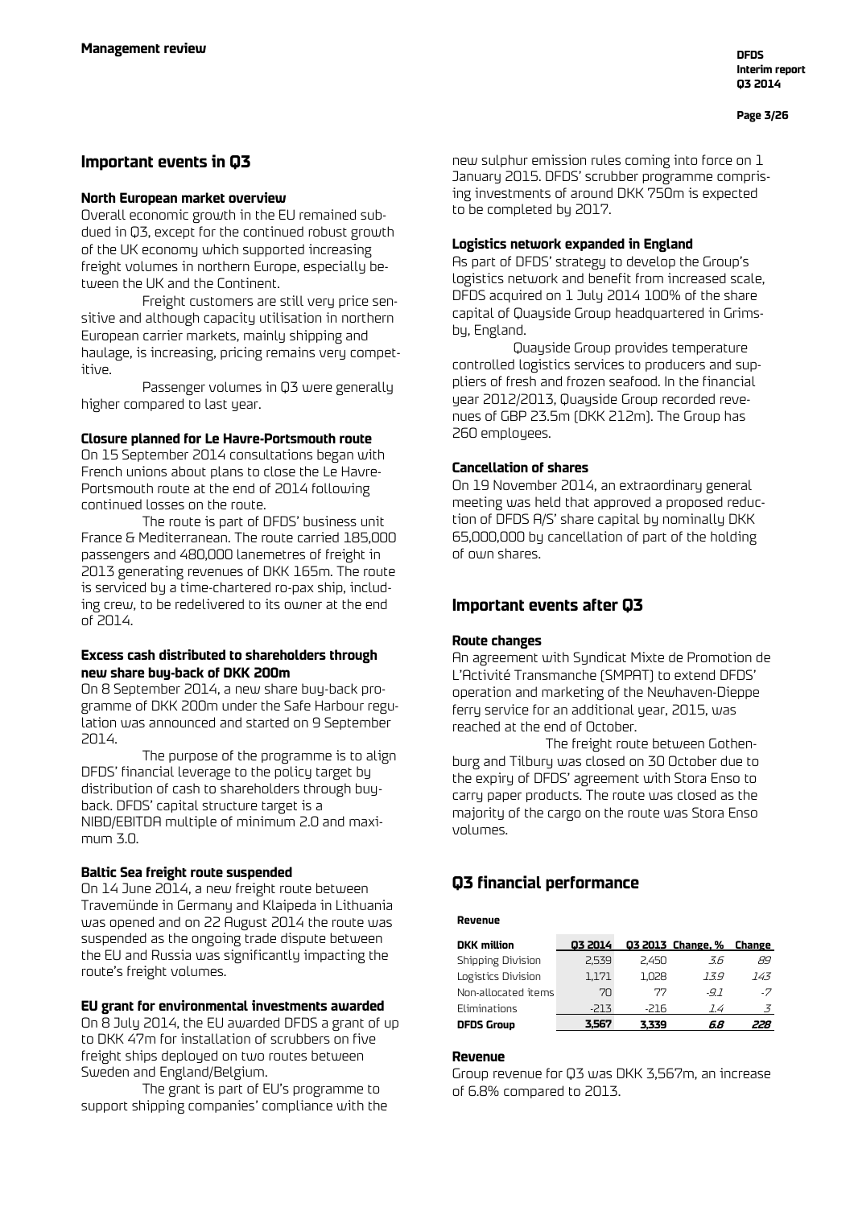## Important events in Q3

### North European market overview

Overall economic growth in the EU remained subdued in Q3, except for the continued robust growth of the UK economy which supported increasing freight volumes in northern Europe, especially between the UK and the Continent.

Freight customers are still very price sensitive and although capacity utilisation in northern European carrier markets, mainly shipping and haulage, is increasing, pricing remains very competitive.

Passenger volumes in Q3 were generally higher compared to last year.

### Closure planned for Le Havre-Portsmouth route

On 15 September 2014 consultations began with French unions about plans to close the Le Havre-Portsmouth route at the end of 2014 following continued losses on the route.

The route is part of DFDS' business unit France & Mediterranean. The route carried 185,000 passengers and 480,000 lanemetres of freight in 2013 generating revenues of DKK 165m. The route is serviced by a time-chartered ro-pax ship, including crew, to be redelivered to its owner at the end of 2014.

### Excess cash distributed to shareholders through new share buy-back of DKK 200m

On 8 September 2014, a new share buy-back programme of DKK 200m under the Safe Harbour regulation was announced and started on 9 September 2014.

The purpose of the programme is to align DFDS' financial leverage to the policy target by distribution of cash to shareholders through buy-back. DFDS' capital structure target is a NIBD/EBITDA multiple of minimum 2.0 and maximum 3.0.

### Baltic Sea freight route suspended

On 14 June 2014, a new freight route between Travemünde in Germany and Klaipeda in Lithuania was opened and on 22 August 2014 the route was suspended as the ongoing trade dispute between the EU and Russia was significantly impacting the route's freight volumes.

### EU grant for environmental investments awarded

On 8 July 2014, the EU awarded DFDS a grant of up to DKK 47m for installation of scrubbers on five freight ships deployed on two routes between Sweden and England/Belgium.

The grant is part of EU's programme to support shipping companies' compliance with the new sulphur emission rules coming into force on 1 January 2015. DFDS' scrubber programme comprising investments of around DKK 750m is expected to be completed by 2017.

### Logistics network expanded in England

As part of DFDS' strategy to develop the Group's logistics network and benefit from increased scale, DFDS acquired on 1 July 2014 100% of the share capital of Quayside Group headquartered in Grimsby, England.

Quayside Group provides temperature controlled logistics services to producers and suppliers of fresh and frozen seafood. In the financial year 2012/2013, Quayside Group recorded revenues of GBP 23.5m (DKK 212m). The Group has 260 employees.

### Cancellation of shares

On 19 November 2014, an extraordinary general meeting was held that approved a proposed reduction of DFDS A/S' share capital by nominally DKK 65,000,000 by cancellation of part of the holding of own shares.

## Important events after Q3

### Route changes

An agreement with Syndicat Mixte de Promotion de L'Activité Transmanche (SMPAT) to extend DFDS' operation and marketing of the Newhaven-Dieppe ferry service for an additional year, 2015, was reached at the end of October.

The freight route between Gothenburg and Tilbury was closed on 30 October due to the expiry of DFDS' agreement with Stora Enso to carry paper products. The route was closed as the majority of the cargo on the route was Stora Enso volumes.

## Q3 financial performance

**Revenue**

| DKK million | Q3 2014 | Q3 2013 | Change, % | Change |
|---|---|---|---|---|
| Shipping Division | 2,539 | 2,450 | *3.6* | *89* |
| Logistics Division | 1,171 | 1,028 | *13.9* | *143* |
| Non-allocated items | 70 | 77 | *-9.1* | *-7* |
| Eliminations | -213 | -216 | *1.4* | *3* |
| **DFDS Group** | **3,567** | **3,339** | ***6.8*** | ***228*** |

### Revenue

Group revenue for Q3 was DKK 3,567m, an increase of 6.8% compared to 2013.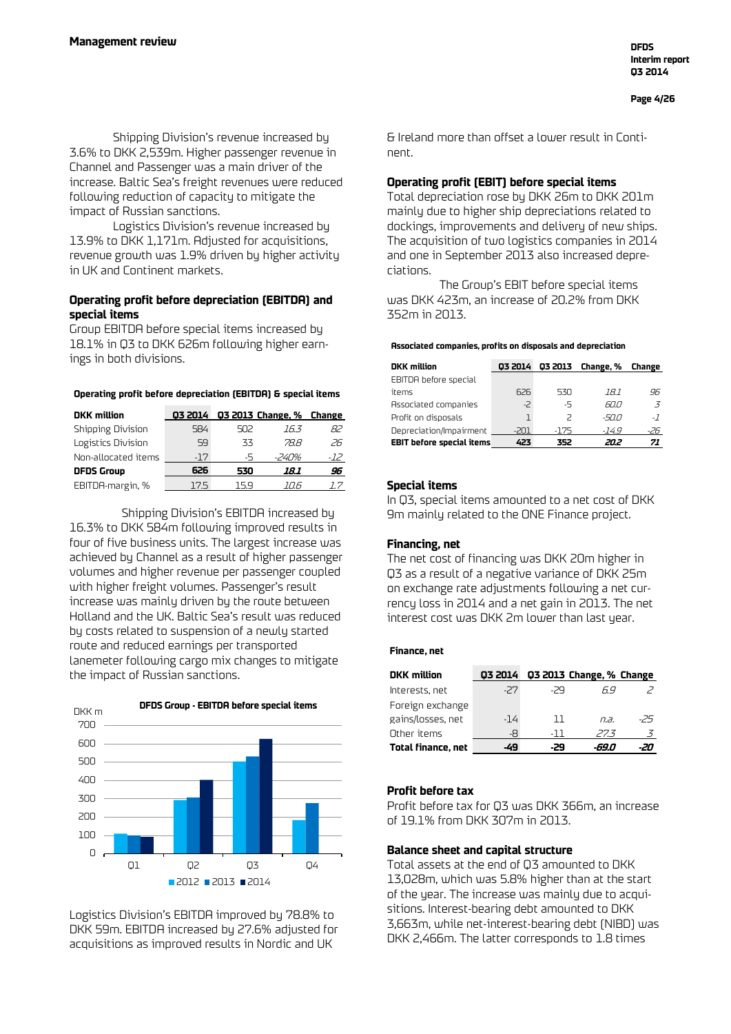Shipping Division's revenue increased by 3.6% to DKK 2,539m. Higher passenger revenue in Channel and Passenger was a main driver of the increase. Baltic Sea's freight revenues were reduced following reduction of capacity to mitigate the impact of Russian sanctions.

Logistics Division's revenue increased by 13.9% to DKK 1,171m. Adjusted for acquisitions, revenue growth was 1.9% driven by higher activity in UK and Continent markets.

### Operating profit before depreciation (EBITDA) and special items

Group EBITDA before special items increased by 18.1% in Q3 to DKK 626m following higher earnings in both divisions.

**Operating profit before depreciation (EBITDA) & special items**

| DKK million | Q3 2014 | Q3 2013 | Change, % | Change |
|---|---|---|---|---|
| Shipping Division | 584 | 502 | *16.3* | *82* |
| Logistics Division | 59 | 33 | *78.8* | *26* |
| Non-allocated items | -17 | -5 | *-240%* | *-12* |
| **DFDS Group** | **626** | **530** | ***18.1*** | ***96*** |
| EBITDA-margin, % | 17.5 | 15.9 | *10.6* | *1.7* |

Shipping Division's EBITDA increased by 16.3% to DKK 584m following improved results in four of five business units. The largest increase was achieved by Channel as a result of higher passenger volumes and higher revenue per passenger coupled with higher freight volumes. Passenger's result increase was mainly driven by the route between Holland and the UK. Baltic Sea's result was reduced by costs related to suspension of a newly started route and reduced earnings per transported lanemeter following cargo mix changes to mitigate the impact of Russian sanctions.

**DFDS Group - EBITDA before special items**

Logistics Division's EBITDA improved by 78.8% to DKK 59m. EBITDA increased by 27.6% adjusted for acquisitions as improved results in Nordic and UK & Ireland more than offset a lower result in Continent.

### Operating profit (EBIT) before special items

Total depreciation rose by DKK 26m to DKK 201m mainly due to higher ship depreciations related to dockings, improvements and delivery of new ships. The acquisition of two logistics companies in 2014 and one in September 2013 also increased depreciations.

The Group's EBIT before special items was DKK 423m, an increase of 20.2% from DKK 352m in 2013.

**Associated companies, profits on disposals and depreciation**

| DKK million | Q3 2014 | Q3 2013 | Change, % | Change |
|---|---|---|---|---|
| EBITDA before special items | 626 | 530 | *18.1* | *96* |
| Associated companies | -2 | -5 | *60.0* | *3* |
| Profit on disposals | 1 | 2 | *-50.0* | *-1* |
| Depreciation/Impairment | -201 | -175 | *-14.9* | *-26* |
| **EBIT before special items** | **423** | **352** | ***20.2*** | ***71*** |

### Special items

In Q3, special items amounted to a net cost of DKK 9m mainly related to the ONE Finance project.

### Financing, net

The net cost of financing was DKK 20m higher in Q3 as a result of a negative variance of DKK 25m on exchange rate adjustments following a net currency loss in 2014 and a net gain in 2013. The net interest cost was DKK 2m lower than last year.

**Finance, net**

| DKK million | Q3 2014 | Q3 2013 | Change, % | Change |
|---|---|---|---|---|
| Interests, net | -27 | -29 | *6.9* | *2* |
| Foreign exchange gains/losses, net | -14 | 11 | *n.a.* | *-25* |
| Other items | -8 | -11 | *27.3* | *3* |
| **Total finance, net** | **-49** | **-29** | ***-69.0*** | ***-20*** |

### Profit before tax

Profit before tax for Q3 was DKK 366m, an increase of 19.1% from DKK 307m in 2013.

### Balance sheet and capital structure

Total assets at the end of Q3 amounted to DKK 13,028m, which was 5.8% higher than at the start of the year. The increase was mainly due to acquisitions. Interest-bearing debt amounted to DKK 3,663m, while net-interest-bearing debt (NIBD) was DKK 2,466m. The latter corresponds to 1.8 times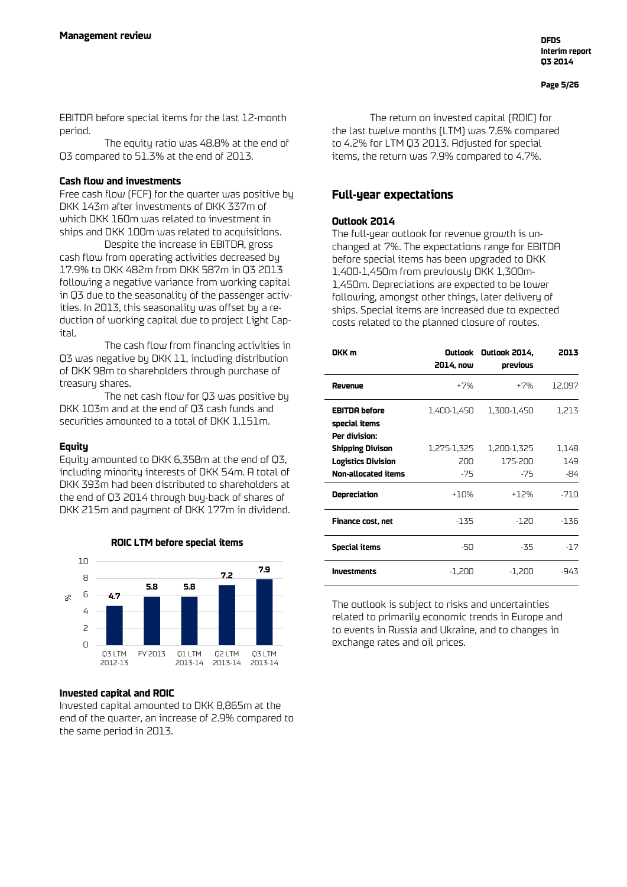EBITDA before special items for the last 12-month period.

The equity ratio was 48.8% at the end of Q3 compared to 51.3% at the end of 2013.

### Cash flow and investments

Free cash flow (FCF) for the quarter was positive by DKK 143m after investments of DKK 337m of which DKK 160m was related to investment in ships and DKK 100m was related to acquisitions.

Despite the increase in EBITDA, gross cash flow from operating activities decreased by 17.9% to DKK 482m from DKK 587m in Q3 2013 following a negative variance from working capital in Q3 due to the seasonality of the passenger activities. In 2013, this seasonality was offset by a reduction of working capital due to project Light Capital.

The cash flow from financing activities in Q3 was negative by DKK 11, including distribution of DKK 98m to shareholders through purchase of treasury shares.

The net cash flow for Q3 was positive by DKK 103m and at the end of Q3 cash funds and securities amounted to a total of DKK 1,151m.

### Equity

Equity amounted to DKK 6,358m at the end of Q3, including minority interests of DKK 54m. A total of DKK 393m had been distributed to shareholders at the end of Q3 2014 through buy-back of shares of DKK 215m and payment of DKK 177m in dividend.

**ROIC LTM before special items**

| % | Q3 LTM 2012-13 | FY 2013 | Q1 LTM 2013-14 | Q2 LTM 2013-14 | Q3 LTM 2013-14 |
|---|---|---|---|---|---|
| ROIC | 4.7 | 5.8 | 5.8 | 7.2 | 7.9 |

### Invested capital and ROIC

Invested capital amounted to DKK 8,865m at the end of the quarter, an increase of 2.9% compared to the same period in 2013.

The return on invested capital (ROIC) for the last twelve months (LTM) was 7.6% compared to 4.2% for LTM Q3 2013. Adjusted for special items, the return was 7.9% compared to 4.7%.

## Full-year expectations

### Outlook 2014

The full-year outlook for revenue growth is unchanged at 7%. The expectations range for EBITDA before special items has been upgraded to DKK 1,400-1,450m from previously DKK 1,300m-1,450m. Depreciations are expected to be lower following, amongst other things, later delivery of ships. Special items are increased due to expected costs related to the planned closure of routes.

| DKK m | Outlook 2014, now | Outlook 2014, previous | 2013 |
|---|---|---|---|
| **Revenue** | +7% | +7% | 12,097 |
| **EBITDA before special items** | 1,400-1,450 | 1,300-1,450 | 1,213 |
| **Per division:** | | | |
| **Shipping Divison** | 1,275-1,325 | 1,200-1,325 | 1,148 |
| **Logistics Division** | 200 | 175-200 | 149 |
| **Non-allocated items** | -75 | -75 | -84 |
| **Depreciation** | +10% | +12% | -710 |
| **Finance cost, net** | -135 | -120 | -136 |
| **Special items** | -50 | -35 | -17 |
| **Investments** | -1,200 | -1,200 | -943 |

The outlook is subject to risks and uncertainties related to primarily economic trends in Europe and to events in Russia and Ukraine, and to changes in exchange rates and oil prices.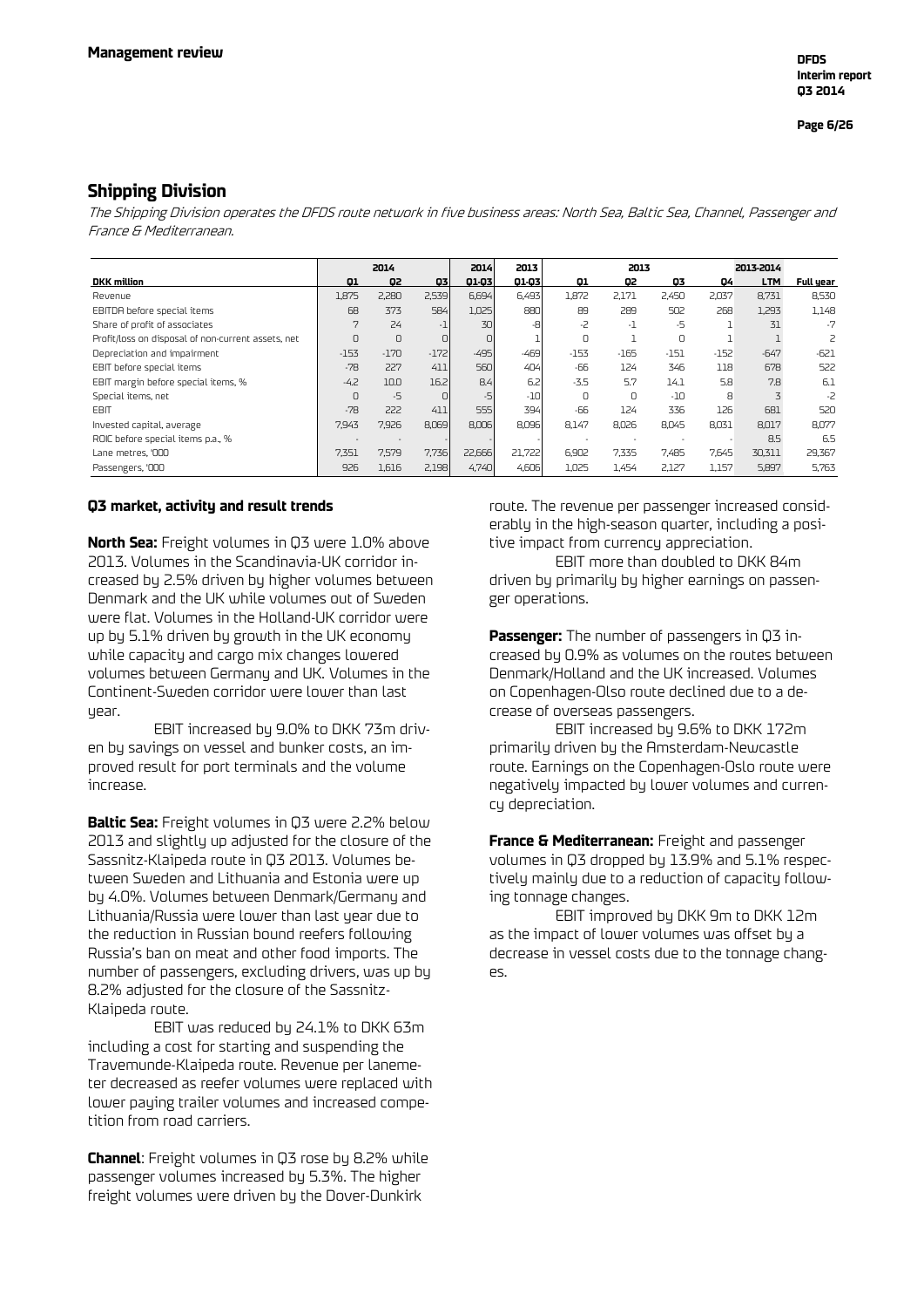## Shipping Division

*The Shipping Division operates the DFDS route network in five business areas: North Sea, Baltic Sea, Channel, Passenger and France & Mediterranean.*

| DKK million | 2014 Q1 | 2014 Q2 | 2014 Q3 | 2014 Q1-Q3 | 2013 Q1-Q3 | 2013 Q1 | 2013 Q2 | 2013 Q3 | 2013 Q4 | 2013-2014 LTM | Full year |
|---|---|---|---|---|---|---|---|---|---|---|---|
| Revenue | 1,875 | 2,280 | 2,539 | 6,694 | 6,493 | 1,872 | 2,171 | 2,450 | 2,037 | 8,731 | 8,530 |
| EBITDA before special items | 68 | 373 | 584 | 1,025 | 880 | 89 | 289 | 502 | 268 | 1,293 | 1,148 |
| Share of profit of associates | 7 | 24 | -1 | 30 | -8 | -2 | -1 | -5 | 1 | 31 | -7 |
| Profit/loss on disposal of non-current assets, net | 0 | 0 | 0 | 0 | 1 | 0 | 1 | 0 | 1 | 1 | 2 |
| Depreciation and impairment | -153 | -170 | -172 | -495 | -469 | -153 | -165 | -151 | -152 | -647 | -621 |
| EBIT before special items | -78 | 227 | 411 | 560 | 404 | -66 | 124 | 346 | 118 | 678 | 522 |
| EBIT margin before special items, % | -4.2 | 10.0 | 16.2 | 8.4 | 6.2 | -3.5 | 5.7 | 14.1 | 5.8 | 7.8 | 6.1 |
| Special items, net | 0 | -5 | 0 | -5 | -10 | 0 | 0 | -10 | 8 | 3 | -2 |
| EBIT | -78 | 222 | 411 | 555 | 394 | -66 | 124 | 336 | 126 | 681 | 520 |
| Invested capital, average | 7,943 | 7,926 | 8,069 | 8,006 | 8,096 | 8,147 | 8,026 | 8,045 | 8,031 | 8,017 | 8,077 |
| ROIC before special items p.a., % | - | - | - | - | - | - | - | - | - | 8.5 | 6.5 |
| Lane metres, '000 | 7,351 | 7,579 | 7,736 | 22,666 | 21,722 | 6,902 | 7,335 | 7,485 | 7,645 | 30,311 | 29,367 |
| Passengers, '000 | 926 | 1,616 | 2,198 | 4,740 | 4,606 | 1,025 | 1,454 | 2,127 | 1,157 | 5,897 | 5,763 |

### Q3 market, activity and result trends

**North Sea:** Freight volumes in Q3 were 1.0% above 2013. Volumes in the Scandinavia-UK corridor increased by 2.5% driven by higher volumes between Denmark and the UK while volumes out of Sweden were flat. Volumes in the Holland-UK corridor were up by 5.1% driven by growth in the UK economy while capacity and cargo mix changes lowered volumes between Germany and UK. Volumes in the Continent-Sweden corridor were lower than last year.

EBIT increased by 9.0% to DKK 73m driven by savings on vessel and bunker costs, an improved result for port terminals and the volume increase.

**Baltic Sea:** Freight volumes in Q3 were 2.2% below 2013 and slightly up adjusted for the closure of the Sassnitz-Klaipeda route in Q3 2013. Volumes between Sweden and Lithuania and Estonia were up by 4.0%. Volumes between Denmark/Germany and Lithuania/Russia were lower than last year due to the reduction in Russian bound reefers following Russia's ban on meat and other food imports. The number of passengers, excluding drivers, was up by 8.2% adjusted for the closure of the Sassnitz-Klaipeda route.

EBIT was reduced by 24.1% to DKK 63m including a cost for starting and suspending the Travemunde-Klaipeda route. Revenue per lanemeter decreased as reefer volumes were replaced with lower paying trailer volumes and increased competition from road carriers.

**Channel**: Freight volumes in Q3 rose by 8.2% while passenger volumes increased by 5.3%. The higher freight volumes were driven by the Dover-Dunkirk route. The revenue per passenger increased considerably in the high-season quarter, including a positive impact from currency appreciation.

EBIT more than doubled to DKK 84m driven by primarily by higher earnings on passenger operations.

**Passenger:** The number of passengers in Q3 increased by 0.9% as volumes on the routes between Denmark/Holland and the UK increased. Volumes on Copenhagen-Olso route declined due to a decrease of overseas passengers.

EBIT increased by 9.6% to DKK 172m primarily driven by the Amsterdam-Newcastle route. Earnings on the Copenhagen-Oslo route were negatively impacted by lower volumes and currency depreciation.

**France & Mediterranean:** Freight and passenger volumes in Q3 dropped by 13.9% and 5.1% respectively mainly due to a reduction of capacity following tonnage changes.

EBIT improved by DKK 9m to DKK 12m as the impact of lower volumes was offset by a decrease in vessel costs due to the tonnage changes.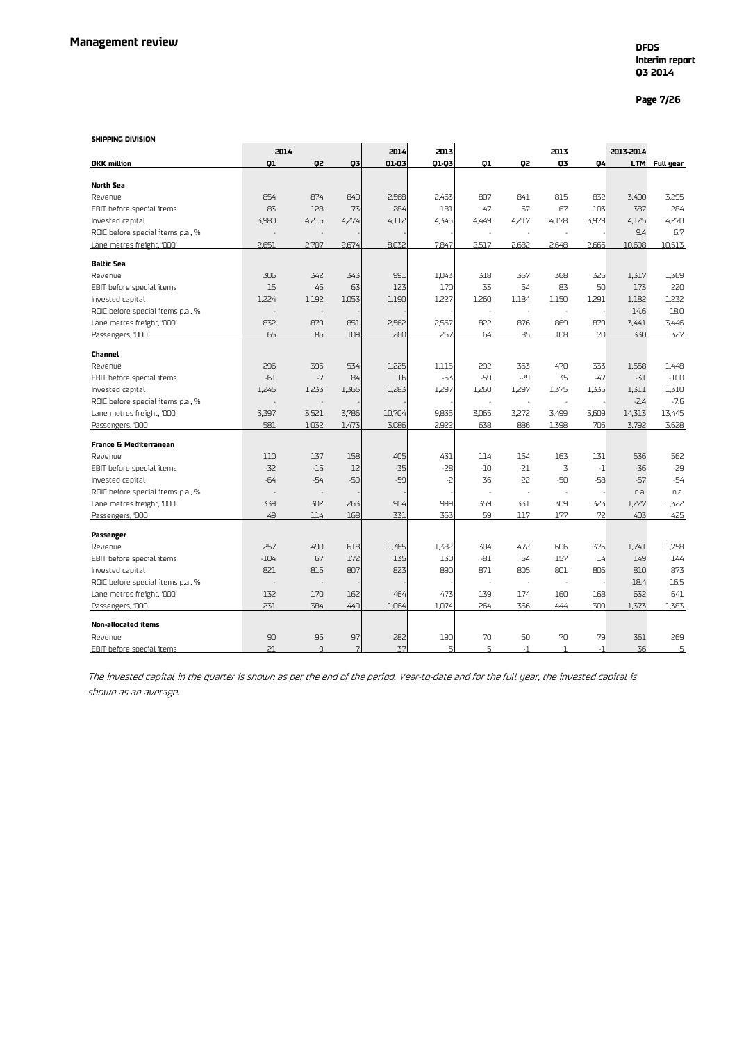## Management review

**SHIPPING DIVISION**

| DKK million | 2014 Q1 | 2014 Q2 | 2014 Q3 | 2014 Q1-Q3 | 2013 Q1-Q3 | 2013 Q1 | 2013 Q2 | 2013 Q3 | 2013 Q4 | 2013-2014 LTM | Full year |
|---|---|---|---|---|---|---|---|---|---|---|---|
| **North Sea** | | | | | | | | | | | |
| Revenue | 854 | 874 | 840 | 2,568 | 2,463 | 807 | 841 | 815 | 832 | 3,400 | 3,295 |
| EBIT before special items | 83 | 128 | 73 | 284 | 181 | 47 | 67 | 67 | 103 | 387 | 284 |
| Invested capital | 3,980 | 4,215 | 4,274 | 4,112 | 4,346 | 4,449 | 4,217 | 4,178 | 3,979 | 4,125 | 4,270 |
| ROIC before special items p.a., % | - | - | - | - | - | - | - | - | - | 9.4 | 6.7 |
| Lane metres freight, '000 | 2,651 | 2,707 | 2,674 | 8,032 | 7,847 | 2,517 | 2,682 | 2,648 | 2,666 | 10,698 | 10,513 |
| **Baltic Sea** | | | | | | | | | | | |
| Revenue | 306 | 342 | 343 | 991 | 1,043 | 318 | 357 | 368 | 326 | 1,317 | 1,369 |
| EBIT before special items | 15 | 45 | 63 | 123 | 170 | 33 | 54 | 83 | 50 | 173 | 220 |
| Invested capital | 1,224 | 1,192 | 1,053 | 1,190 | 1,227 | 1,260 | 1,184 | 1,150 | 1,291 | 1,182 | 1,232 |
| ROIC before special items p.a., % | - | - | - | - | - | - | - | - | - | 14.6 | 18.0 |
| Lane metres freight, '000 | 832 | 879 | 851 | 2,562 | 2,567 | 822 | 876 | 869 | 879 | 3,441 | 3,446 |
| Passengers, '000 | 65 | 86 | 109 | 260 | 257 | 64 | 85 | 108 | 70 | 330 | 327 |
| **Channel** | | | | | | | | | | | |
| Revenue | 296 | 395 | 534 | 1,225 | 1,115 | 292 | 353 | 470 | 333 | 1,558 | 1,448 |
| EBIT before special items | -61 | -7 | 84 | 16 | -53 | -59 | -29 | 35 | -47 | -31 | -100 |
| Invested capital | 1,245 | 1,233 | 1,365 | 1,283 | 1,297 | 1,260 | 1,297 | 1,375 | 1,335 | 1,311 | 1,310 |
| ROIC before special items p.a., % | - | - | - | - | - | - | - | - | - | -2.4 | -7.6 |
| Lane metres freight, '000 | 3,397 | 3,521 | 3,786 | 10,704 | 9,836 | 3,065 | 3,272 | 3,499 | 3,609 | 14,313 | 13,445 |
| Passengers, '000 | 581 | 1,032 | 1,473 | 3,086 | 2,922 | 638 | 886 | 1,398 | 706 | 3,792 | 3,628 |
| **France & Mediterranean** | | | | | | | | | | | |
| Revenue | 110 | 137 | 158 | 405 | 431 | 114 | 154 | 163 | 131 | 536 | 562 |
| EBIT before special items | -32 | -15 | 12 | -35 | -28 | -10 | -21 | 3 | -1 | -36 | -29 |
| Invested capital | -64 | -54 | -59 | -59 | -2 | 36 | 22 | -50 | -58 | -57 | -54 |
| ROIC before special items p.a., % | - | - | - | - | - | - | - | - | - | n.a. | n.a. |
| Lane metres freight, '000 | 339 | 302 | 263 | 904 | 999 | 359 | 331 | 309 | 323 | 1,227 | 1,322 |
| Passengers, '000 | 49 | 114 | 168 | 331 | 353 | 59 | 117 | 177 | 72 | 403 | 425 |
| **Passenger** | | | | | | | | | | | |
| Revenue | 257 | 490 | 618 | 1,365 | 1,382 | 304 | 472 | 606 | 376 | 1,741 | 1,758 |
| EBIT before special items | -104 | 67 | 172 | 135 | 130 | -81 | 54 | 157 | 14 | 149 | 144 |
| Invested capital | 821 | 815 | 807 | 823 | 890 | 871 | 805 | 801 | 806 | 810 | 873 |
| ROIC before special items p.a., % | - | - | - | - | - | - | - | - | - | 18.4 | 16.5 |
| Lane metres freight, '000 | 132 | 170 | 162 | 464 | 473 | 139 | 174 | 160 | 168 | 632 | 641 |
| Passengers, '000 | 231 | 384 | 449 | 1,064 | 1,074 | 264 | 366 | 444 | 309 | 1,373 | 1,383 |
| **Non-allocated items** | | | | | | | | | | | |
| Revenue | 90 | 95 | 97 | 282 | 190 | 70 | 50 | 70 | 79 | 361 | 269 |
| EBIT before special items | 21 | 9 | 7 | 37 | 5 | 5 | -1 | 1 | -1 | 36 | 5 |

*The invested capital in the quarter is shown as per the end of the period. Year-to-date and for the full year, the invested capital is shown as an average.*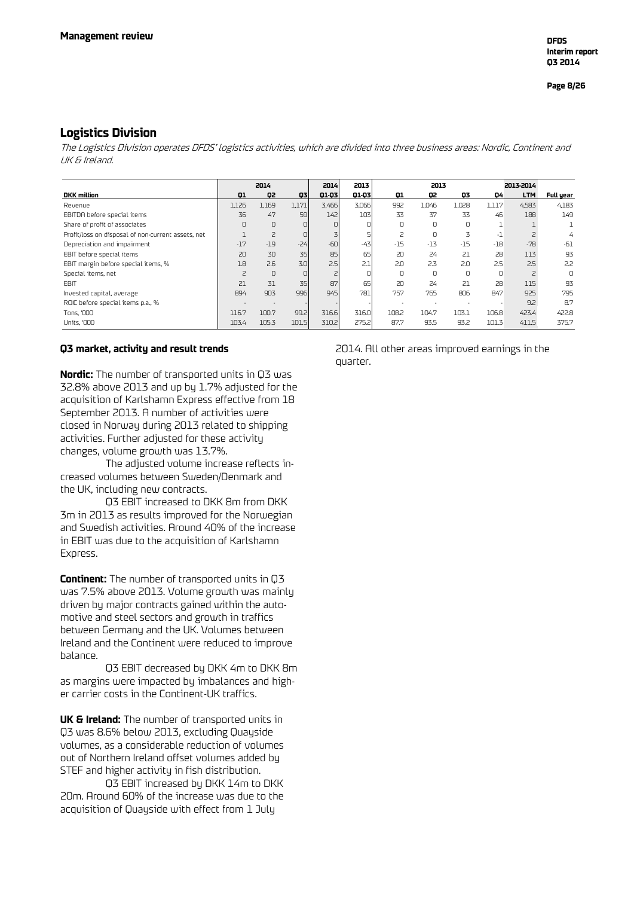## Logistics Division

*The Logistics Division operates DFDS' logistics activities, which are divided into three business areas: Nordic, Continent and UK & Ireland.*

| | 2014 | | | 2014 | 2013 | 2013 | | | | 2013-2014 | |
|---|---|---|---|---|---|---|---|---|---|---|---|
| **DKK million** | **Q1** | **Q2** | **Q3** | **Q1-Q3** | **Q1-Q3** | **Q1** | **Q2** | **Q3** | **Q4** | **LTM** | **Full year** |
| Revenue | 1,126 | 1,169 | 1,171 | 3,466 | 3,066 | 992 | 1,046 | 1,028 | 1,117 | 4,583 | 4,183 |
| EBITDA before special items | 36 | 47 | 59 | 142 | 103 | 33 | 37 | 33 | 46 | 188 | 149 |
| Share of profit of associates | 0 | 0 | 0 | 0 | 0 | 0 | 0 | 0 | 1 | 1 | 1 |
| Profit/loss on disposal of non-current assets, net | 1 | 2 | 0 | 3 | 5 | 2 | 0 | 3 | -1 | 2 | 4 |
| Depreciation and impairment | -17 | -19 | -24 | -60 | -43 | -15 | -13 | -15 | -18 | -78 | -61 |
| EBIT before special items | 20 | 30 | 35 | 85 | 65 | 20 | 24 | 21 | 28 | 113 | 93 |
| EBIT margin before special items, % | 1.8 | 2.6 | 3.0 | 2.5 | 2.1 | 2.0 | 2.3 | 2.0 | 2.5 | 2.5 | 2.2 |
| Special items, net | 2 | 0 | 0 | 2 | 0 | 0 | 0 | 0 | 0 | 2 | 0 |
| EBIT | 21 | 31 | 35 | 87 | 65 | 20 | 24 | 21 | 28 | 115 | 93 |
| Invested capital, average | 894 | 903 | 996 | 945 | 781 | 757 | 765 | 806 | 847 | 925 | 795 |
| ROIC before special items p.a., % | - | - | - | - | - | - | - | - | - | 9.2 | 8.7 |
| Tons, '000 | 116.7 | 100.7 | 99.2 | 316.6 | 316.0 | 108.2 | 104.7 | 103.1 | 106.8 | 423.4 | 422.8 |
| Units, '000 | 103.4 | 105.3 | 101.5 | 310.2 | 275.2 | 87.7 | 93.5 | 93.2 | 101.3 | 411.5 | 375.7 |

### Q3 market, activity and result trends

**Nordic:** The number of transported units in Q3 was 32.8% above 2013 and up by 1.7% adjusted for the acquisition of Karlshamn Express effective from 18 September 2013. A number of activities were closed in Norway during 2013 related to shipping activities. Further adjusted for these activity changes, volume growth was 13.7%.

The adjusted volume increase reflects increased volumes between Sweden/Denmark and the UK, including new contracts.

Q3 EBIT increased to DKK 8m from DKK 3m in 2013 as results improved for the Norwegian and Swedish activities. Around 40% of the increase in EBIT was due to the acquisition of Karlshamn Express.

**Continent:** The number of transported units in Q3 was 7.5% above 2013. Volume growth was mainly driven by major contracts gained within the automotive and steel sectors and growth in traffics between Germany and the UK. Volumes between Ireland and the Continent were reduced to improve balance.

Q3 EBIT decreased by DKK 4m to DKK 8m as margins were impacted by imbalances and higher carrier costs in the Continent-UK traffics.

**UK & Ireland:** The number of transported units in Q3 was 8.6% below 2013, excluding Quayside volumes, as a considerable reduction of volumes out of Northern Ireland offset volumes added by STEF and higher activity in fish distribution.

Q3 EBIT increased by DKK 14m to DKK 20m. Around 60% of the increase was due to the acquisition of Quayside with effect from 1 July 2014. All other areas improved earnings in the quarter.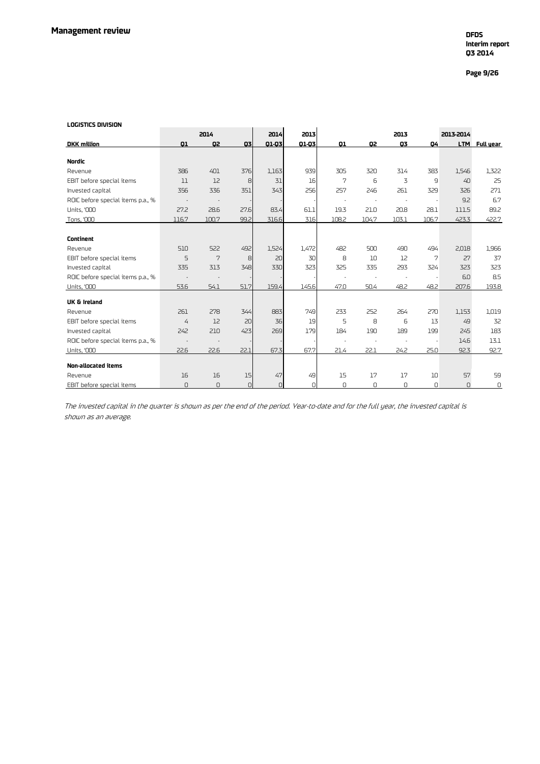**LOGISTICS DIVISION**

| DKK million | 2014 Q1 | 2014 Q2 | 2014 Q3 | 2014 Q1-Q3 | 2013 Q1-Q3 | 2013 Q1 | 2013 Q2 | 2013 Q3 | 2013 Q4 | 2013-2014 LTM | Full year |
|---|---|---|---|---|---|---|---|---|---|---|---|
| **Nordic** | | | | | | | | | | | |
| Revenue | 386 | 401 | 376 | 1,163 | 939 | 305 | 320 | 314 | 383 | 1,546 | 1,322 |
| EBIT before special items | 11 | 12 | 8 | 31 | 16 | 7 | 6 | 3 | 9 | 40 | 25 |
| Invested capital | 356 | 336 | 351 | 343 | 256 | 257 | 246 | 261 | 329 | 326 | 271 |
| ROIC before special items p.a., % | - | - | - | - | - | - | - | - | - | 9.2 | 6.7 |
| Units, '000 | 27.2 | 28.6 | 27.6 | 83.4 | 61.1 | 19.3 | 21.0 | 20.8 | 28.1 | 111.5 | 89.2 |
| Tons, '000 | 116.7 | 100.7 | 99.2 | 316.6 | 316 | 108.2 | 104.7 | 103.1 | 106.7 | 423.3 | 422.7 |
| **Continent** | | | | | | | | | | | |
| Revenue | 510 | 522 | 492 | 1,524 | 1,472 | 482 | 500 | 490 | 494 | 2,018 | 1,966 |
| EBIT before special items | 5 | 7 | 8 | 20 | 30 | 8 | 10 | 12 | 7 | 27 | 37 |
| Invested capital | 335 | 313 | 348 | 330 | 323 | 325 | 335 | 293 | 324 | 323 | 323 |
| ROIC before special items p.a., % | - | - | - | - | - | - | - | - | - | 6.0 | 8.5 |
| Units, '000 | 53.6 | 54.1 | 51.7 | 159.4 | 145.6 | 47.0 | 50.4 | 48.2 | 48.2 | 207.6 | 193.8 |
| **UK & Ireland** | | | | | | | | | | | |
| Revenue | 261 | 278 | 344 | 883 | 749 | 233 | 252 | 264 | 270 | 1,153 | 1,019 |
| EBIT before special items | 4 | 12 | 20 | 36 | 19 | 5 | 8 | 6 | 13 | 49 | 32 |
| Invested capital | 242 | 210 | 423 | 269 | 179 | 184 | 190 | 189 | 199 | 245 | 183 |
| ROIC before special items p.a., % | - | - | - | - | - | - | - | - | - | 14.6 | 13.1 |
| Units, '000 | 22.6 | 22.6 | 22.1 | 67.3 | 67.7 | 21.4 | 22.1 | 24.2 | 25.0 | 92.3 | 92.7 |
| **Non-allocated items** | | | | | | | | | | | |
| Revenue | 16 | 16 | 15 | 47 | 49 | 15 | 17 | 17 | 10 | 57 | 59 |
| EBIT before special items | 0 | 0 | 0 | 0 | 0 | 0 | 0 | 0 | 0 | 0 | 0 |

*The invested capital in the quarter is shown as per the end of the period. Year-to-date and for the full year, the invested capital is shown as an average.*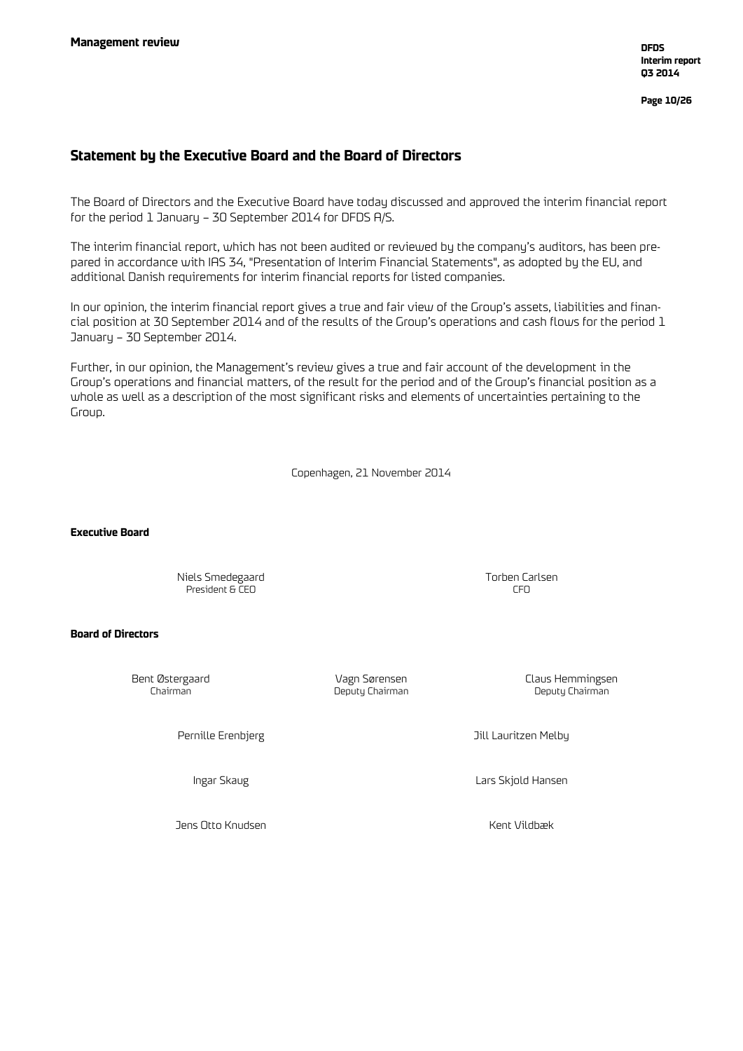## Statement by the Executive Board and the Board of Directors

The Board of Directors and the Executive Board have today discussed and approved the interim financial report for the period 1 January – 30 September 2014 for DFDS A/S.

The interim financial report, which has not been audited or reviewed by the company's auditors, has been prepared in accordance with IAS 34, "Presentation of Interim Financial Statements", as adopted by the EU, and additional Danish requirements for interim financial reports for listed companies.

In our opinion, the interim financial report gives a true and fair view of the Group's assets, liabilities and financial position at 30 September 2014 and of the results of the Group's operations and cash flows for the period 1 January – 30 September 2014.

Further, in our opinion, the Management's review gives a true and fair account of the development in the Group's operations and financial matters, of the result for the period and of the Group's financial position as a whole as well as a description of the most significant risks and elements of uncertainties pertaining to the Group.

Copenhagen, 21 November 2014

**Executive Board**

Niels Smedegaard
President & CEO

Torben Carlsen
CFO

**Board of Directors**

Bent Østergaard
Chairman

Vagn Sørensen
Deputy Chairman

Claus Hemmingsen
Deputy Chairman

Pernille Erenbjerg

Jill Lauritzen Melby

Ingar Skaug

Lars Skjold Hansen

Jens Otto Knudsen

Kent Vildbæk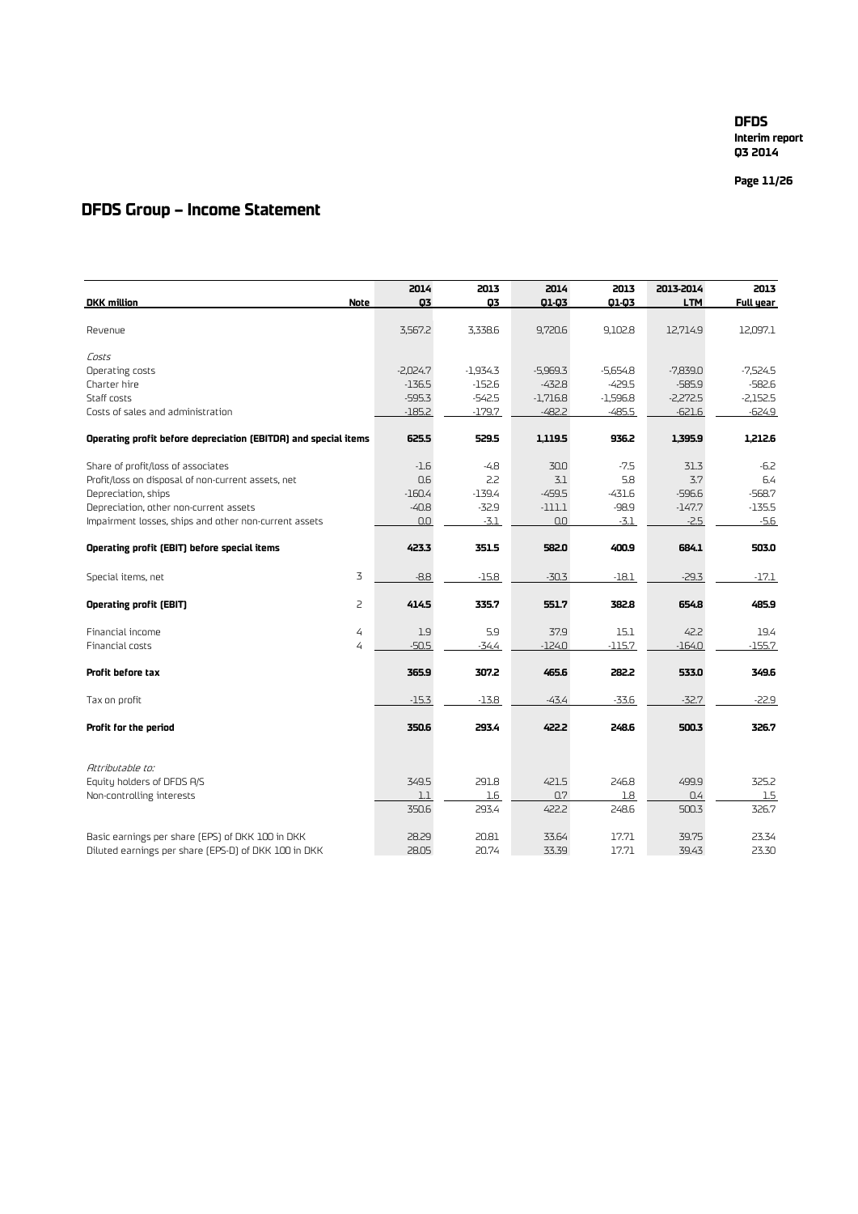# DFDS Group – Income Statement

| DKK million | Note | 2014 Q3 | 2013 Q3 | 2014 Q1-Q3 | 2013 Q1-Q3 | 2013-2014 LTM | 2013 Full year |
|---|---|---|---|---|---|---|---|
| Revenue | | 3,567.2 | 3,338.6 | 9,720.6 | 9,102.8 | 12,714.9 | 12,097.1 |
| *Costs* | | | | | | | |
| Operating costs | | -2,024.7 | -1,934.3 | -5,969.3 | -5,654.8 | -7,839.0 | -7,524.5 |
| Charter hire | | -136.5 | -152.6 | -432.8 | -429.5 | -585.9 | -582.6 |
| Staff costs | | -595.3 | -542.5 | -1,716.8 | -1,596.8 | -2,272.5 | -2,152.5 |
| Costs of sales and administration | | -185.2 | -179.7 | -482.2 | -485.5 | -621.6 | -624.9 |
| **Operating profit before depreciation (EBITDA) and special items** | | **625.5** | **529.5** | **1,119.5** | **936.2** | **1,395.9** | **1,212.6** |
| Share of profit/loss of associates | | -1.6 | -4.8 | 30.0 | -7.5 | 31.3 | -6.2 |
| Profit/loss on disposal of non-current assets, net | | 0.6 | 2.2 | 3.1 | 5.8 | 3.7 | 6.4 |
| Depreciation, ships | | -160.4 | -139.4 | -459.5 | -431.6 | -596.6 | -568.7 |
| Depreciation, other non-current assets | | -40.8 | -32.9 | -111.1 | -98.9 | -147.7 | -135.5 |
| Impairment losses, ships and other non-current assets | | 0.0 | -3.1 | 0.0 | -3.1 | -2.5 | -5.6 |
| **Operating profit (EBIT) before special items** | | **423.3** | **351.5** | **582.0** | **400.9** | **684.1** | **503.0** |
| Special items, net | 3 | -8.8 | -15.8 | -30.3 | -18.1 | -29.3 | -17.1 |
| **Operating profit (EBIT)** | 2 | **414.5** | **335.7** | **551.7** | **382.8** | **654.8** | **485.9** |
| Financial income | 4 | 1.9 | 5.9 | 37.9 | 15.1 | 42.2 | 19.4 |
| Financial costs | 4 | -50.5 | -34.4 | -124.0 | -115.7 | -164.0 | -155.7 |
| **Profit before tax** | | **365.9** | **307.2** | **465.6** | **282.2** | **533.0** | **349.6** |
| Tax on profit | | -15.3 | -13.8 | -43.4 | -33.6 | -32.7 | -22.9 |
| **Profit for the period** | | **350.6** | **293.4** | **422.2** | **248.6** | **500.3** | **326.7** |
| *Attributable to:* | | | | | | | |
| Equity holders of DFDS A/S | | 349.5 | 291.8 | 421.5 | 246.8 | 499.9 | 325.2 |
| Non-controlling interests | | 1.1 | 1.6 | 0.7 | 1.8 | 0.4 | 1.5 |
| | | 350.6 | 293.4 | 422.2 | 248.6 | 500.3 | 326.7 |
| Basic earnings per share (EPS) of DKK 100 in DKK | | 28.29 | 20.81 | 33.64 | 17.71 | 39.75 | 23.34 |
| Diluted earnings per share (EPS-D) of DKK 100 in DKK | | 28.05 | 20.74 | 33.39 | 17.71 | 39.43 | 23.30 |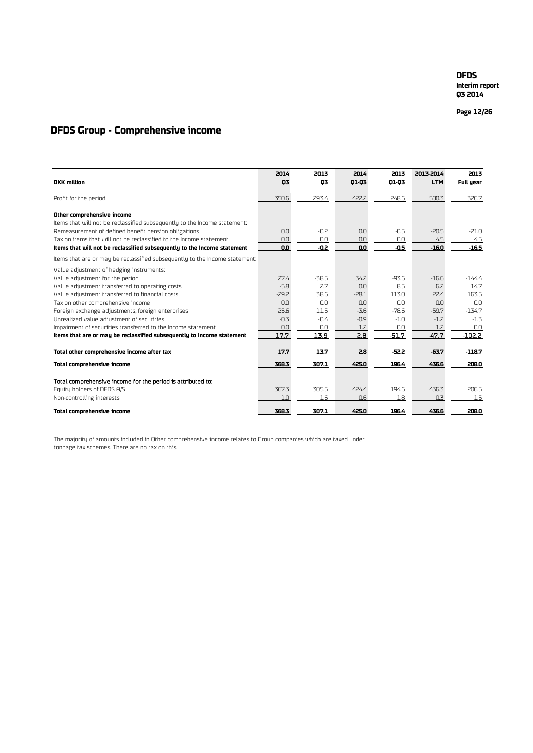# DFDS Group - Comprehensive income

| DKK million | 2014 Q3 | 2013 Q3 | 2014 Q1-Q3 | 2013 Q1-Q3 | 2013-2014 LTM | 2013 Full year |
|---|---|---|---|---|---|---|
| Profit for the period | 350.6 | 293.4 | 422.2 | 248.6 | 500.3 | 326.7 |
| **Other comprehensive income** | | | | | | |
| Items that will not be reclassified subsequently to the Income statement: | | | | | | |
| Remeasurement of defined benefit pension obligations | 0.0 | -0.2 | 0.0 | -0.5 | -20.5 | -21.0 |
| Tax on items that will not be reclassified to the Income statement | 0.0 | 0.0 | 0.0 | 0.0 | 4.5 | 4.5 |
| **Items that will not be reclassified subsequently to the Income statement** | **0.0** | **-0.2** | **0.0** | **-0.5** | **-16.0** | **-16.5** |
| Items that are or may be reclassified subsequently to the Income statement: | | | | | | |
| Value adjustment of hedging instruments: | | | | | | |
| Value adjustment for the period | 27.4 | -38.5 | 34.2 | -93.6 | -16.6 | -144.4 |
| Value adjustment transferred to operating costs | -5.8 | 2.7 | 0.0 | 8.5 | 6.2 | 14.7 |
| Value adjustment transferred to financial costs | -29.2 | 38.6 | -28.1 | 113.0 | 22.4 | 163.5 |
| Tax on other comprehensive income | 0.0 | 0.0 | 0.0 | 0.0 | 0.0 | 0.0 |
| Foreign exchange adjustments, foreign enterprises | 25.6 | 11.5 | -3.6 | -78.6 | -59.7 | -134.7 |
| Unrealized value adjustment of securities | -0.3 | -0.4 | -0.9 | -1.0 | -1.2 | -1.3 |
| Impairment of securities transferred to the Income statement | 0.0 | 0.0 | 1.2 | 0.0 | 1.2 | 0.0 |
| **Items that are or may be reclassified subsequently to Income statement** | **17.7** | **13.9** | **2.8** | **-51.7** | **-47.7** | **-102.2** |
| **Total other comprehensive income after tax** | **17.7** | **13.7** | **2.8** | **-52.2** | **-63.7** | **-118.7** |
| **Total comprehensive income** | **368.3** | **307.1** | **425.0** | **196.4** | **436.6** | **208.0** |
| Total comprehensive income for the period is attributed to: | | | | | | |
| Equity holders of DFDS A/S | 367.3 | 305.5 | 424.4 | 194.6 | 436.3 | 206.5 |
| Non-controlling interests | 1.0 | 1.6 | 0.6 | 1.8 | 0.3 | 1.5 |
| **Total comprehensive income** | **368.3** | **307.1** | **425.0** | **196.4** | **436.6** | **208.0** |

The majority of amounts included in Other comprehensive income relates to Group companies which are taxed under tonnage tax schemes. There are no tax on this.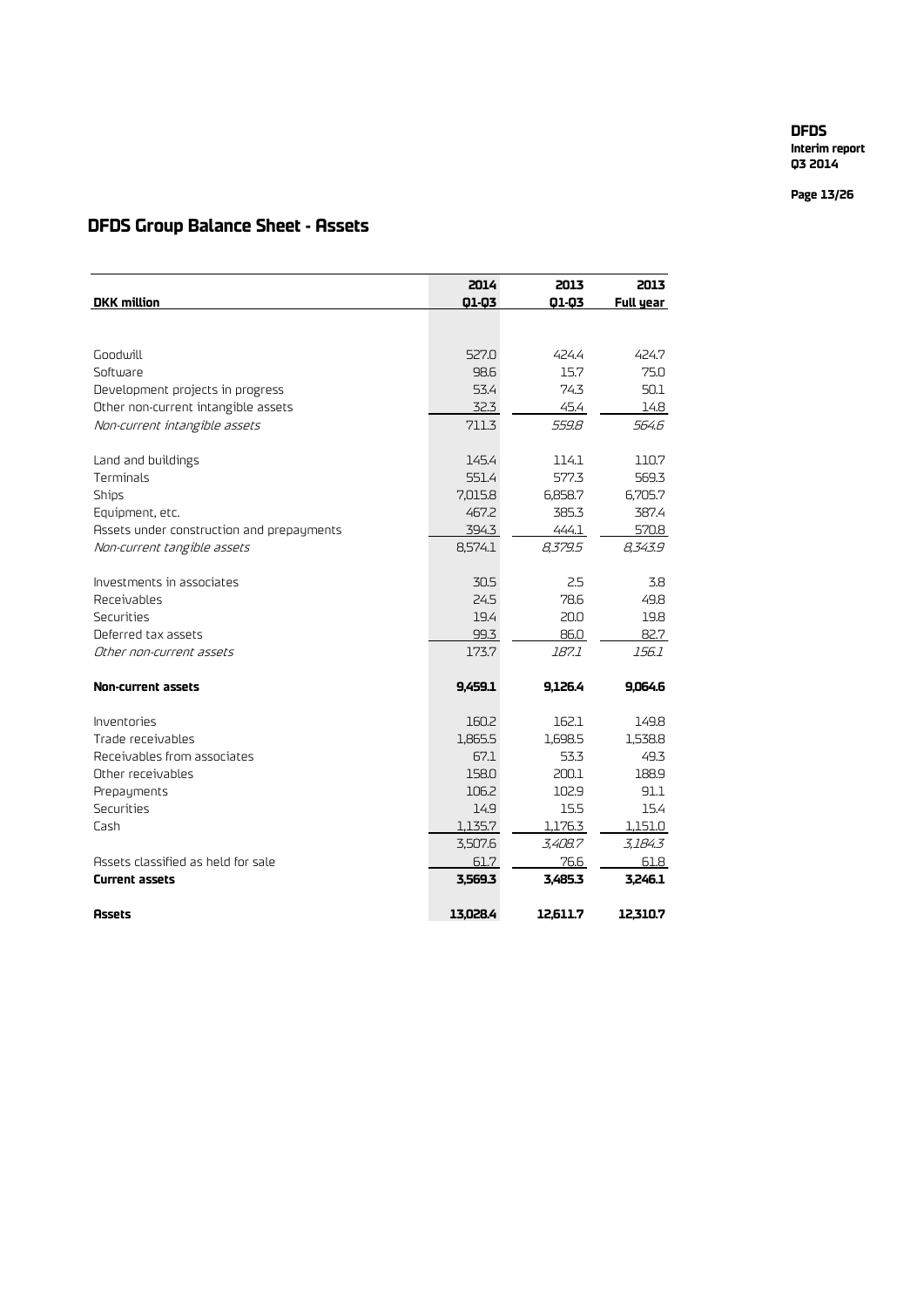# DFDS Group Balance Sheet - Assets

| DKK million | 2014 Q1-Q3 | 2013 Q1-Q3 | 2013 Full year |
|---|---|---|---|
| Goodwill | 527.0 | 424.4 | 424.7 |
| Software | 98.6 | 15.7 | 75.0 |
| Development projects in progress | 53.4 | 74.3 | 50.1 |
| Other non-current intangible assets | 32.3 | 45.4 | 14.8 |
| *Non-current intangible assets* | 711.3 | *559.8* | *564.6* |
| Land and buildings | 145.4 | 114.1 | 110.7 |
| Terminals | 551.4 | 577.3 | 569.3 |
| Ships | 7,015.8 | 6,858.7 | 6,705.7 |
| Equipment, etc. | 467.2 | 385.3 | 387.4 |
| Assets under construction and prepayments | 394.3 | 444.1 | 570.8 |
| *Non-current tangible assets* | 8,574.1 | *8,379.5* | *8,343.9* |
| Investments in associates | 30.5 | 2.5 | 3.8 |
| Receivables | 24.5 | 78.6 | 49.8 |
| Securities | 19.4 | 20.0 | 19.8 |
| Deferred tax assets | 99.3 | 86.0 | 82.7 |
| *Other non-current assets* | 173.7 | *187.1* | *156.1* |
| **Non-current assets** | **9,459.1** | **9,126.4** | **9,064.6** |
| Inventories | 160.2 | 162.1 | 149.8 |
| Trade receivables | 1,865.5 | 1,698.5 | 1,538.8 |
| Receivables from associates | 67.1 | 53.3 | 49.3 |
| Other receivables | 158.0 | 200.1 | 188.9 |
| Prepayments | 106.2 | 102.9 | 91.1 |
| Securities | 14.9 | 15.5 | 15.4 |
| Cash | 1,135.7 | 1,176.3 | 1,151.0 |
| | 3,507.6 | *3,408.7* | *3,184.3* |
| Assets classified as held for sale | 61.7 | 76.6 | 61.8 |
| **Current assets** | **3,569.3** | **3,485.3** | **3,246.1** |
| **Assets** | **13,028.4** | **12,611.7** | **12,310.7** |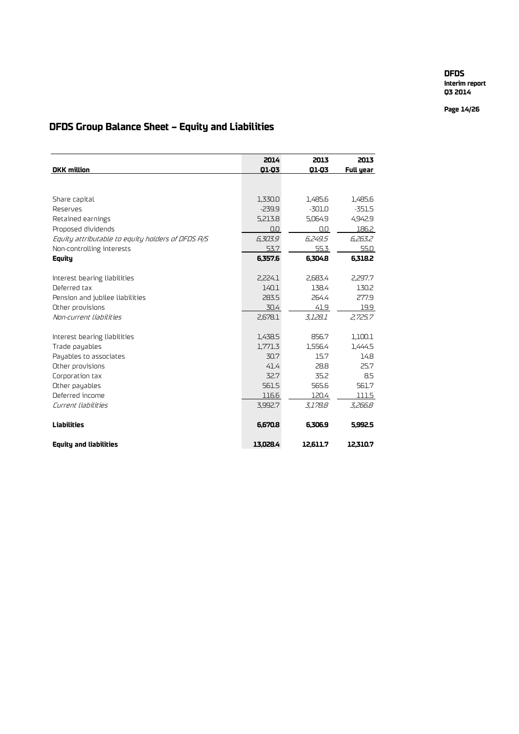## DFDS Group Balance Sheet – Equity and Liabilities

| DKK million | 2014 Q1-Q3 | 2013 Q1-Q3 | 2013 Full year |
|---|---|---|---|
| Share capital | 1,330.0 | 1,485.6 | 1,485.6 |
| Reserves | -239.9 | -301.0 | -351.5 |
| Retained earnings | 5,213.8 | 5,064.9 | 4,942.9 |
| Proposed dividends | 0.0 | 0.0 | 186.2 |
| *Equity attributable to equity holders of DFDS A/S* | *6,303.9* | *6,249.5* | *6,263.2* |
| Non-controlling interests | 53.7 | 55.3 | 55.0 |
| **Equity** | **6,357.6** | **6,304.8** | **6,318.2** |
| Interest bearing liabilities | 2,224.1 | 2,683.4 | 2,297.7 |
| Deferred tax | 140.1 | 138.4 | 130.2 |
| Pension and jubilee liabilities | 283.5 | 264.4 | 277.9 |
| Other provisions | 30.4 | 41.9 | 19.9 |
| *Non-current liabilities* | 2,678.1 | *3,128.1* | *2,725.7* |
| Interest bearing liabilities | 1,438.5 | 856.7 | 1,100.1 |
| Trade payables | 1,771.3 | 1,556.4 | 1,444.5 |
| Payables to associates | 30.7 | 15.7 | 14.8 |
| Other provisions | 41.4 | 28.8 | 25.7 |
| Corporation tax | 32.7 | 35.2 | 8.5 |
| Other payables | 561.5 | 565.6 | 561.7 |
| Deferred income | 116.6 | 120.4 | 111.5 |
| *Current liabilities* | 3,992.7 | *3,178.8* | *3,266.8* |
| **Liabilities** | **6,670.8** | **6,306.9** | **5,992.5** |
| **Equity and liabilities** | **13,028.4** | **12,611.7** | **12,310.7** |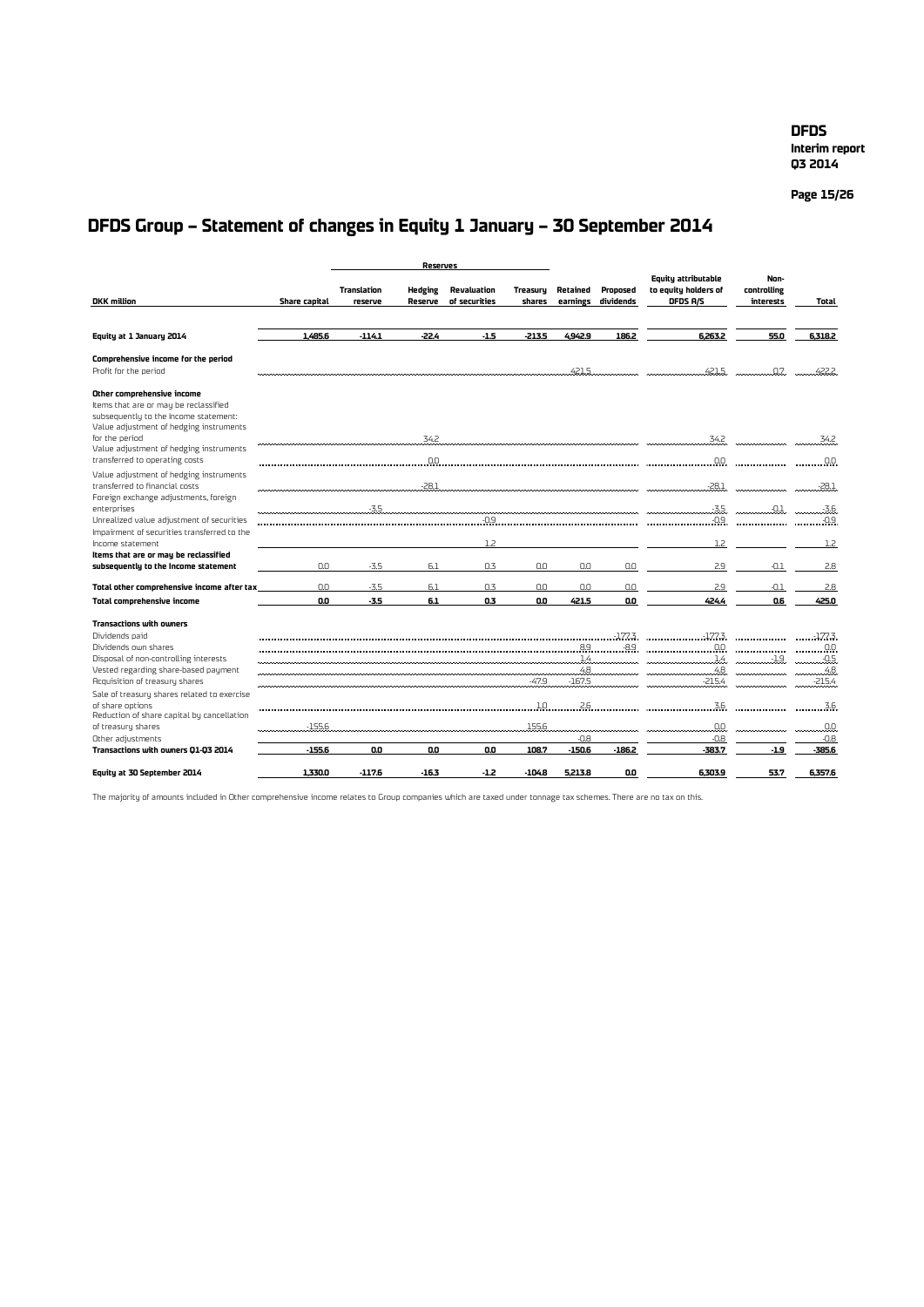# DFDS Group – Statement of changes in Equity 1 January – 30 September 2014

| DKK million | Share capital | Reserves: Translation reserve | Hedging Reserve | Revaluation of securities | Treasury shares | Retained earnings | Proposed dividends | Equity attributable to equity holders of DFDS A/S | Non-controlling interests | Total |
|---|---|---|---|---|---|---|---|---|---|---|
| **Equity at 1 January 2014** | **1,485.6** | **-114.1** | **-22.4** | **-1.5** | **-213.5** | **4,942.9** | **186.2** | **6,263.2** | **55.0** | **6,318.2** |
| **Comprehensive income for the period** | | | | | | | | | | |
| Profit for the period | | | | | | 421.5 | | 421.5 | 0.7 | 422.2 |
| **Other comprehensive income** | | | | | | | | | | |
| Items that are or may be reclassified subsequently to the Income statement: | | | | | | | | | | |
| Value adjustment of hedging instruments for the period | | | 34.2 | | | | | 34.2 | | 34.2 |
| Value adjustment of hedging instruments transferred to operating costs | | | 0.0 | | | | | 0.0 | | 0.0 |
| Value adjustment of hedging instruments transferred to financial costs | | | -28.1 | | | | | -28.1 | | -28.1 |
| Foreign exchange adjustments, foreign enterprises | | -3.5 | | | | | | -3.5 | -0.1 | -3.6 |
| Unrealized value adjustment of securities | | | | -0.9 | | | | -0.9 | | -0.9 |
| Impairment of securities transferred to the Income statement | | | | 1.2 | | | | 1.2 | | 1.2 |
| **Items that are or may be reclassified subsequently to the Income statement** | 0.0 | -3.5 | 6.1 | 0.3 | 0.0 | 0.0 | 0.0 | 2.9 | -0.1 | 2.8 |
| **Total other comprehensive income after tax** | 0.0 | -3.5 | 6.1 | 0.3 | 0.0 | 0.0 | 0.0 | 2.9 | -0.1 | 2.8 |
| **Total comprehensive income** | **0.0** | **-3.5** | **6.1** | **0.3** | **0.0** | **421.5** | **0.0** | **424.4** | **0.6** | **425.0** |
| **Transactions with owners** | | | | | | | | | | |
| Dividends paid | | | | | | | -177.3 | -177.3 | | -177.3 |
| Dividends own shares | | | | | | 8.9 | -8.9 | 0.0 | | 0.0 |
| Disposal of non-controlling interests | | | | | | 1.4 | | 1.4 | -1.9 | -0.5 |
| Vested regarding share-based payment | | | | | | 4.8 | | 4.8 | | 4.8 |
| Acquisition of treasury shares | | | | | -47.9 | -167.5 | | -215.4 | | -215.4 |
| Sale of treasury shares related to exercise of share options | | | | | 1.0 | 2.6 | | 3.6 | | 3.6 |
| Reduction of share capital by cancellation of treasury shares | -155.6 | | | | 155.6 | | | 0.0 | | 0.0 |
| Other adjustments | | | | | | -0.8 | | -0.8 | | -0.8 |
| **Transactions with owners Q1-Q3 2014** | **-155.6** | **0.0** | **0.0** | **0.0** | **108.7** | **-150.6** | **-186.2** | **-383.7** | **-1.9** | **-385.6** |
| **Equity at 30 September 2014** | **1,330.0** | **-117.6** | **-16.3** | **-1.2** | **-104.8** | **5,213.8** | **0.0** | **6,303.9** | **53.7** | **6,357.6** |

The majority of amounts included in Other comprehensive income relates to Group companies which are taxed under tonnage tax schemes. There are no tax on this.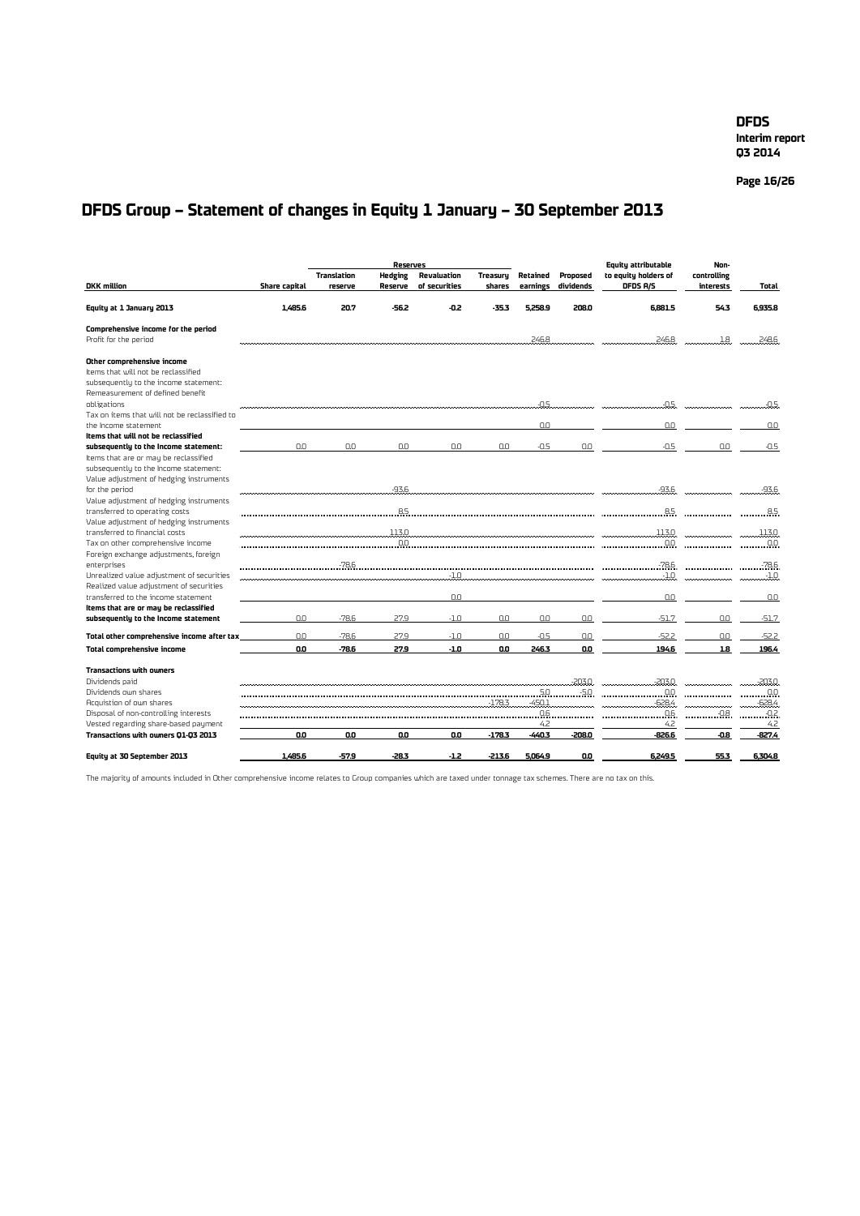# DFDS Group – Statement of changes in Equity 1 January – 30 September 2013

| DKK million | Share capital | Reserves | | | Treasury shares | Retained earnings | Proposed dividends | Equity attributable to equity holders of DFDS A/S | Non-controlling interests | Total |
|---|---|---|---|---|---|---|---|---|---|---|
| | | Translation reserve | Hedging Reserve | Revaluation of securities | | | | | | |
| **Equity at 1 January 2013** | **1,485.6** | **20.7** | **-56.2** | **-0.2** | **-35.3** | **5,258.9** | **208.0** | **6,881.5** | **54.3** | **6,935.8** |
| **Comprehensive income for the period** | | | | | | | | | | |
| Profit for the period | | | | | | 246.8 | | 246.8 | 1.8 | 248.6 |
| **Other comprehensive income** | | | | | | | | | | |
| Items that will not be reclassified subsequently to the income statement: | | | | | | | | | | |
| Remeasurement of defined benefit obligations | | | | | | -0.5 | | -0.5 | | -0.5 |
| Tax on items that will not be reclassified to the income statement | | | | | | 0.0 | | 0.0 | | 0.0 |
| **Items that will not be reclassified subsequently to the income statement:** | 0.0 | 0.0 | 0.0 | 0.0 | 0.0 | -0.5 | 0.0 | -0.5 | 0.0 | -0.5 |
| Items that are or may be reclassified subsequently to the income statement: | | | | | | | | | | |
| Value adjustment of hedging instruments for the period | | | -93.6 | | | | | -93.6 | | -93.6 |
| Value adjustment of hedging instruments transferred to operating costs | | | 8.5 | | | | | 8.5 | | 8.5 |
| Value adjustment of hedging instruments transferred to financial costs | | | 113.0 | | | | | 113.0 | | 113.0 |
| Tax on other comprehensive income | | | 0.0 | | | | | 0.0 | | 0.0 |
| Foreign exchange adjustments, foreign enterprises | | -78.6 | | | | | | -78.6 | | -78.6 |
| Unrealized value adjustment of securities | | | | -1.0 | | | | -1.0 | | -1.0 |
| Realized value adjustment of securities transferred to the income statement | | | | 0.0 | | | | 0.0 | | 0.0 |
| **Items that are or may be reclassified subsequently to the income statement** | 0.0 | -78.6 | 27.9 | -1.0 | 0.0 | 0.0 | 0.0 | -51.7 | 0.0 | -51.7 |
| **Total other comprehensive income after tax** | 0.0 | -78.6 | 27.9 | -1.0 | 0.0 | -0.5 | 0.0 | -52.2 | 0.0 | -52.2 |
| **Total comprehensive income** | **0.0** | **-78.6** | **27.9** | **-1.0** | **0.0** | **246.3** | **0.0** | **194.6** | **1.8** | **196.4** |
| **Transactions with owners** | | | | | | | | | | |
| Dividends paid | | | | | | | -203.0 | -203.0 | | -203.0 |
| Dividends own shares | | | | | | 5.0 | -5.0 | 0.0 | | 0.0 |
| Acquisition of own shares | | | | | -178.3 | -450.1 | | -628.4 | | -628.4 |
| Disposal of non-controlling interests | | | | | | 0.6 | | 0.6 | -0.8 | -0.2 |
| Vested regarding share-based payment | | | | | | 4.2 | | 4.2 | | 4.2 |
| **Transactions with owners Q1-Q3 2013** | **0.0** | **0.0** | **0.0** | **0.0** | **-178.3** | **-440.3** | **-208.0** | **-826.6** | **-0.8** | **-827.4** |
| **Equity at 30 September 2013** | **1,485.6** | **-57.9** | **-28.3** | **-1.2** | **-213.6** | **5,064.9** | **0.0** | **6,249.5** | **55.3** | **6,304.8** |

The majority of amounts included in Other comprehensive income relates to Group companies which are taxed under tonnage tax schemes. There are no tax on this.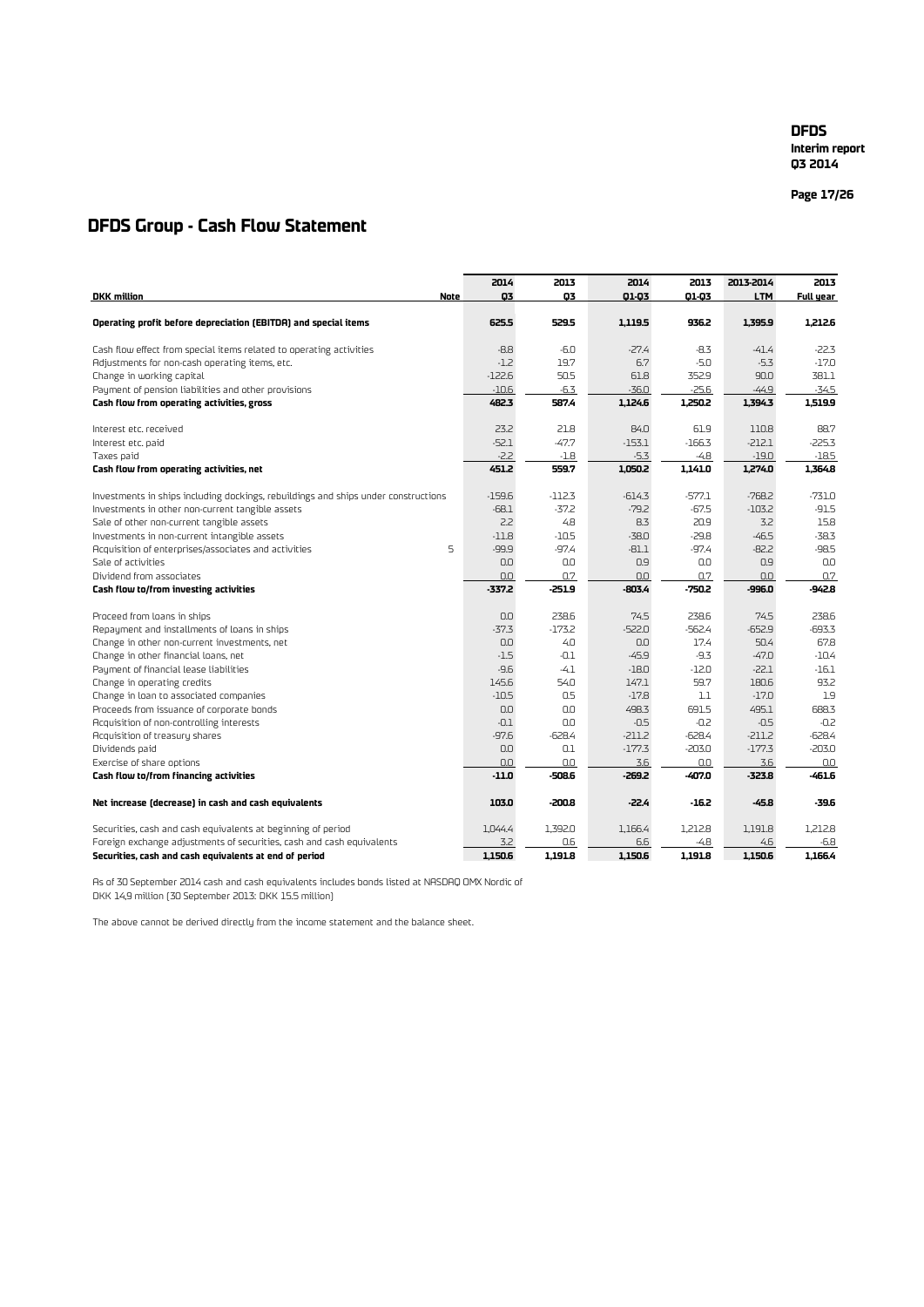# DFDS Group - Cash Flow Statement

| DKK million | Note | 2014 Q3 | 2013 Q3 | 2014 Q1-Q3 | 2013 Q1-Q3 | 2013-2014 LTM | 2013 Full year |
|---|---|---|---|---|---|---|---|
| **Operating profit before depreciation (EBITDA) and special items** | | **625.5** | **529.5** | **1,119.5** | **936.2** | **1,395.9** | **1,212.6** |
| Cash flow effect from special items related to operating activities | | -8.8 | -6.0 | -27.4 | -8.3 | -41.4 | -22.3 |
| Adjustments for non-cash operating items, etc. | | -1.2 | 19.7 | 6.7 | -5.0 | -5.3 | -17.0 |
| Change in working capital | | -122.6 | 50.5 | 61.8 | 352.9 | 90.0 | 381.1 |
| Payment of pension liabilities and other provisions | | -10.6 | -6.3 | -36.0 | -25.6 | -44.9 | -34.5 |
| **Cash flow from operating activities, gross** | | **482.3** | **587.4** | **1,124.6** | **1,250.2** | **1,394.3** | **1,519.9** |
| Interest etc. received | | 23.2 | 21.8 | 84.0 | 61.9 | 110.8 | 88.7 |
| Interest etc. paid | | -52.1 | -47.7 | -153.1 | -166.3 | -212.1 | -225.3 |
| Taxes paid | | -2.2 | -1.8 | -5.3 | -4.8 | -19.0 | -18.5 |
| **Cash flow from operating activities, net** | | **451.2** | **559.7** | **1,050.2** | **1,141.0** | **1,274.0** | **1,364.8** |
| Investments in ships including dockings, rebuildings and ships under constructions | | -159.6 | -112.3 | -614.3 | -577.1 | -768.2 | -731.0 |
| Investments in other non-current tangible assets | | -68.1 | -37.2 | -79.2 | -67.5 | -103.2 | -91.5 |
| Sale of other non-current tangible assets | | 2.2 | 4.8 | 8.3 | 20.9 | 3.2 | 15.8 |
| Investments in non-current intangible assets | | -11.8 | -10.5 | -38.0 | -29.8 | -46.5 | -38.3 |
| Acquisition of enterprises/associates and activities | 5 | -99.9 | -97.4 | -81.1 | -97.4 | -82.2 | -98.5 |
| Sale of activities | | 0.0 | 0.0 | 0.9 | 0.0 | 0.9 | 0.0 |
| Dividend from associates | | 0.0 | 0.7 | 0.0 | 0.7 | 0.0 | 0.7 |
| **Cash flow to/from investing activities** | | **-337.2** | **-251.9** | **-803.4** | **-750.2** | **-996.0** | **-942.8** |
| Proceed from loans in ships | | 0.0 | 238.6 | 74.5 | 238.6 | 74.5 | 238.6 |
| Repayment and installments of loans in ships | | -37.3 | -173.2 | -522.0 | -562.4 | -652.9 | -693.3 |
| Change in other non-current investments, net | | 0.0 | 4.0 | 0.0 | 17.4 | 50.4 | 67.8 |
| Change in other financial loans, net | | -1.5 | -0.1 | -45.9 | -9.3 | -47.0 | -10.4 |
| Payment of financial lease liabilities | | -9.6 | -4.1 | -18.0 | -12.0 | -22.1 | -16.1 |
| Change in operating credits | | 145.6 | 54.0 | 147.1 | 59.7 | 180.6 | 93.2 |
| Change in loan to associated companies | | -10.5 | 0.5 | -17.8 | 1.1 | -17.0 | 1.9 |
| Proceeds from issuance of corporate bonds | | 0.0 | 0.0 | 498.3 | 691.5 | 495.1 | 688.3 |
| Acquisition of non-controlling interests | | -0.1 | 0.0 | -0.5 | -0.2 | -0.5 | -0.2 |
| Acquisition of treasury shares | | -97.6 | -628.4 | -211.2 | -628.4 | -211.2 | -628.4 |
| Dividends paid | | 0.0 | 0.1 | -177.3 | -203.0 | -177.3 | -203.0 |
| Exercise of share options | | 0.0 | 0.0 | 3.6 | 0.0 | 3.6 | 0.0 |
| **Cash flow to/from financing activities** | | **-11.0** | **-508.6** | **-269.2** | **-407.0** | **-323.8** | **-461.6** |
| **Net increase (decrease) in cash and cash equivalents** | | **103.0** | **-200.8** | **-22.4** | **-16.2** | **-45.8** | **-39.6** |
| Securities, cash and cash equivalents at beginning of period | | 1,044.4 | 1,392.0 | 1,166.4 | 1,212.8 | 1,191.8 | 1,212.8 |
| Foreign exchange adjustments of securities, cash and cash equivalents | | 3.2 | 0.6 | 6.6 | -4.8 | 4.6 | -6.8 |
| **Securities, cash and cash equivalents at end of period** | | **1,150.6** | **1,191.8** | **1,150.6** | **1,191.8** | **1,150.6** | **1,166.4** |

As of 30 September 2014 cash and cash equivalents includes bonds listed at NASDAQ OMX Nordic of DKK 14,9 million (30 September 2013: DKK 15.5 million)

The above cannot be derived directly from the income statement and the balance sheet.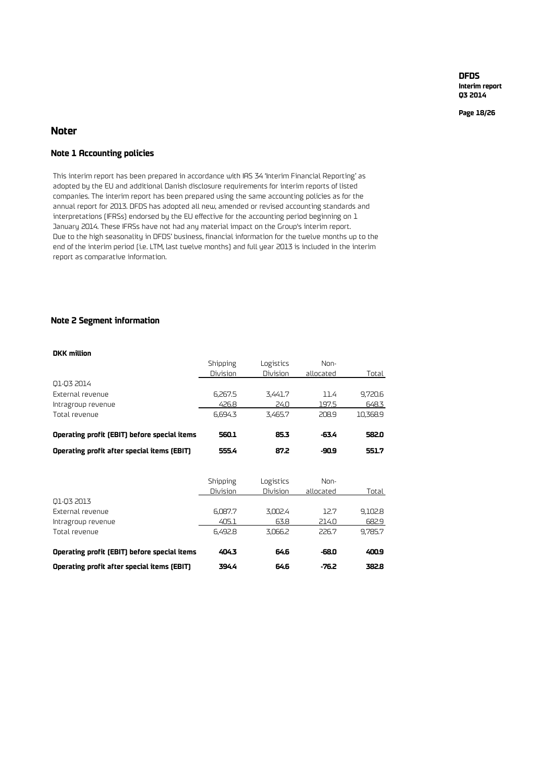## Noter

### Note 1 Accounting policies

This interim report has been prepared in accordance with IAS 34 'Interim Financial Reporting' as adopted by the EU and additional Danish disclosure requirements for interim reports of listed companies. The interim report has been prepared using the same accounting policies as for the annual report for 2013. DFDS has adopted all new, amended or revised accounting standards and interpretations (IFRSs) endorsed by the EU effective for the accounting period beginning on 1 January 2014. These IFRSs have not had any material impact on the Group's interim report.
Due to the high seasonality in DFDS' business, financial information for the twelve months up to the end of the interim period (i.e. LTM, last twelve months) and full year 2013 is included in the interim report as comparative information.

### Note 2 Segment information

**DKK million**

| | Shipping Division | Logistics Division | Non-allocated | Total |
|---|---|---|---|---|
| Q1-Q3 2014 | | | | |
| External revenue | 6,267.5 | 3,441.7 | 11.4 | 9,720.6 |
| Intragroup revenue | 426.8 | 24.0 | 197.5 | 648.3 |
| Total revenue | 6,694.3 | 3,465.7 | 208.9 | 10,368.9 |
| **Operating profit (EBIT) before special items** | **560.1** | **85.3** | **-63.4** | **582.0** |
| **Operating profit after special items (EBIT)** | **555.4** | **87.2** | **-90.9** | **551.7** |

| | Shipping Division | Logistics Division | Non-allocated | Total |
|---|---|---|---|---|
| Q1-Q3 2013 | | | | |
| External revenue | 6,087.7 | 3,002.4 | 12.7 | 9,102.8 |
| Intragroup revenue | 405.1 | 63.8 | 214.0 | 682.9 |
| Total revenue | 6,492.8 | 3,066.2 | 226.7 | 9,785.7 |
| **Operating profit (EBIT) before special items** | **404.3** | **64.6** | **-68.0** | **400.9** |
| **Operating profit after special items (EBIT)** | **394.4** | **64.6** | **-76.2** | **382.8** |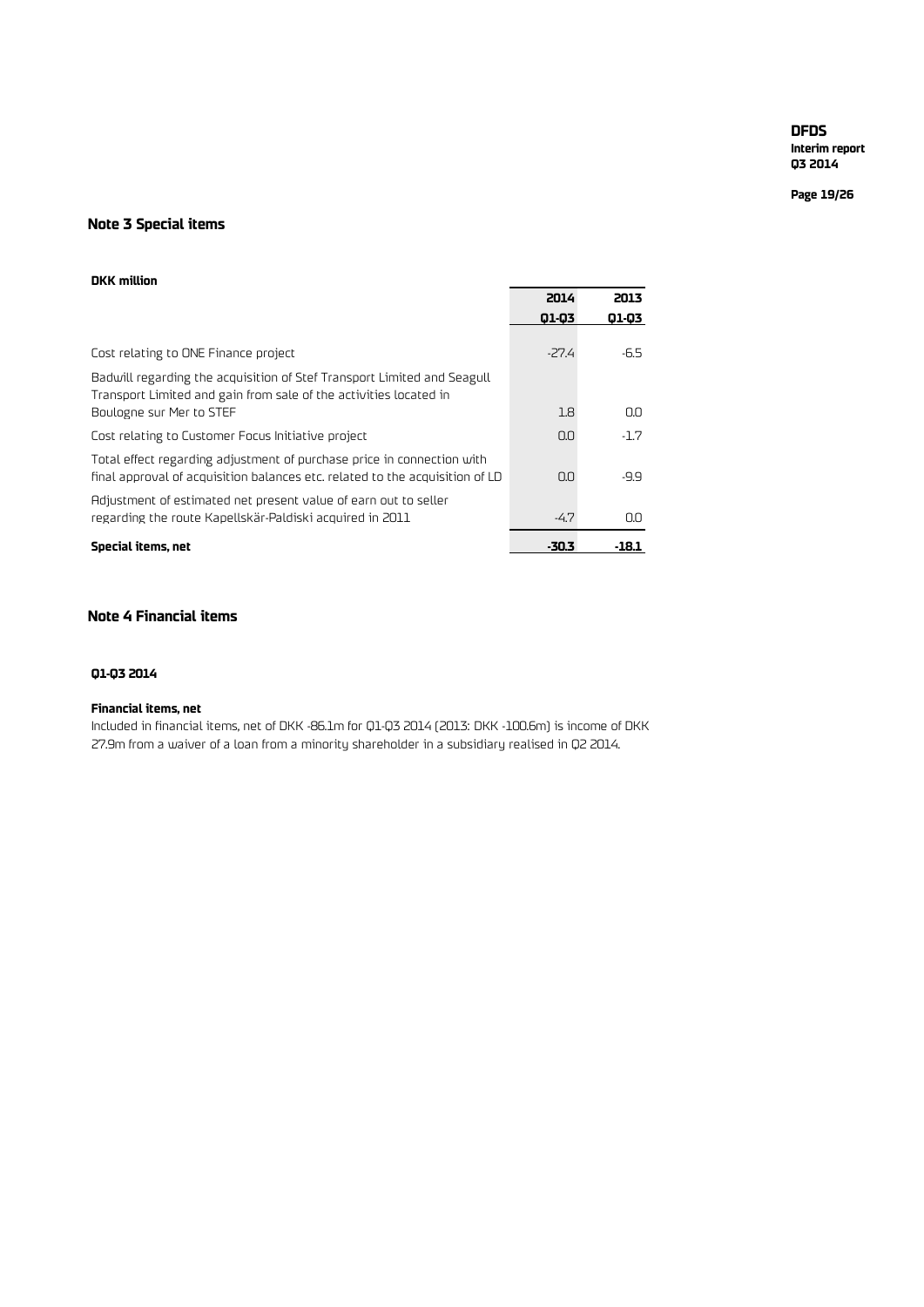## Note 3 Special items

**DKK million**

| | 2014<br>Q1-Q3 | 2013<br>Q1-Q3 |
|---|---|---|
| Cost relating to ONE Finance project | -27.4 | -6.5 |
| Badwill regarding the acquisition of Stef Transport Limited and Seagull Transport Limited and gain from sale of the activities located in Boulogne sur Mer to STEF | 1.8 | 0.0 |
| Cost relating to Customer Focus Initiative project | 0.0 | -1.7 |
| Total effect regarding adjustment of purchase price in connection with final approval of acquisition balances etc. related to the acquisition of LD | 0.0 | -9.9 |
| Adjustment of estimated net present value of earn out to seller regarding the route Kapellskär-Paldiski acquired in 2011 | -4.7 | 0.0 |
| **Special items, net** | **-30.3** | **-18.1** |

## Note 4 Financial items

**Q1-Q3 2014**

**Financial items, net**

Included in financial items, net of DKK -86.1m for Q1-Q3 2014 (2013: DKK -100.6m) is income of DKK 27.9m from a waiver of a loan from a minority shareholder in a subsidiary realised in Q2 2014.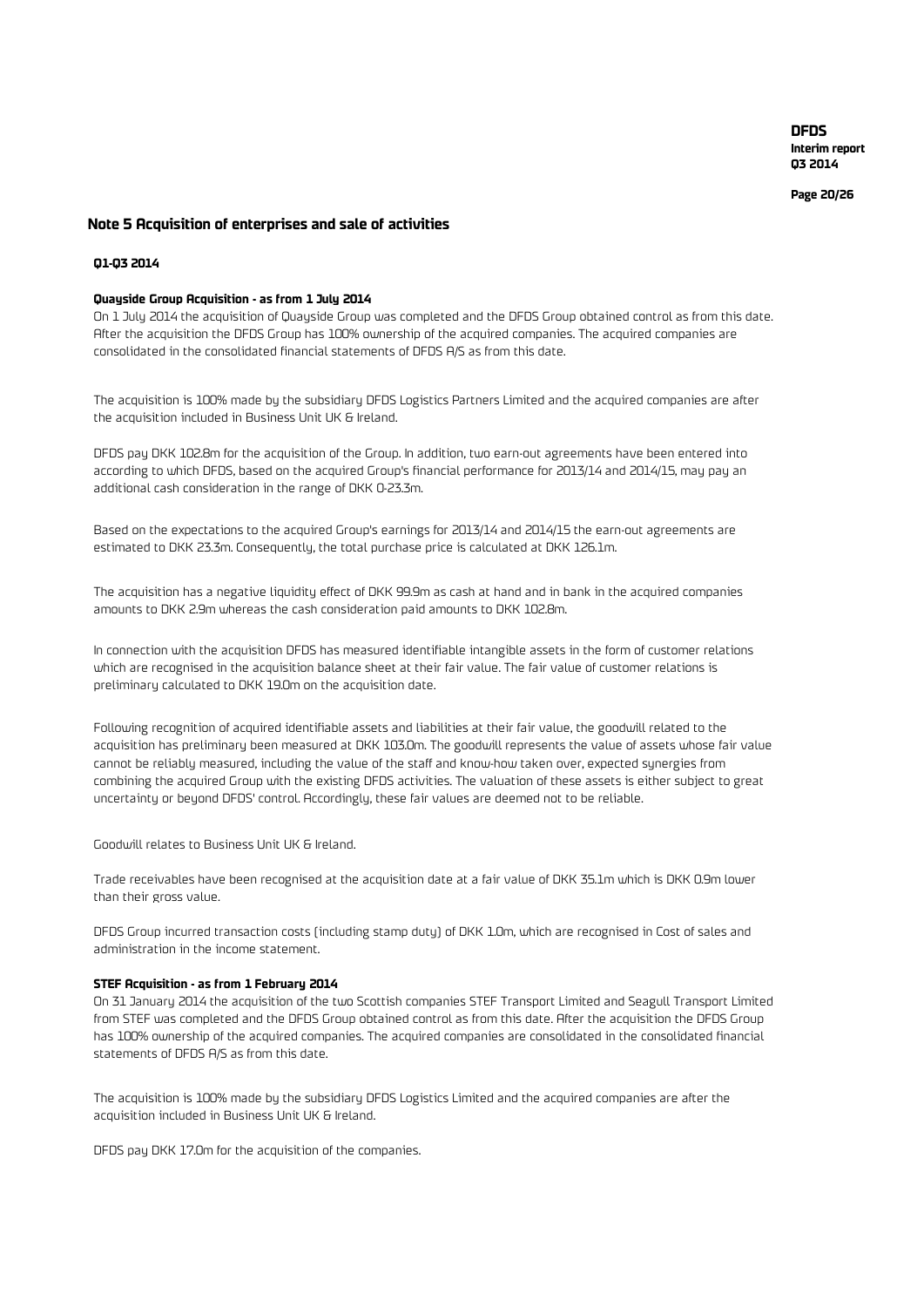## Note 5 Acquisition of enterprises and sale of activities

### Q1-Q3 2014

**Quayside Group Acquisition - as from 1 July 2014**

On 1 July 2014 the acquisition of Quayside Group was completed and the DFDS Group obtained control as from this date. After the acquisition the DFDS Group has 100% ownership of the acquired companies. The acquired companies are consolidated in the consolidated financial statements of DFDS A/S as from this date.

The acquisition is 100% made by the subsidiary DFDS Logistics Partners Limited and the acquired companies are after the acquisition included in Business Unit UK & Ireland.

DFDS pay DKK 102.8m for the acquisition of the Group. In addition, two earn-out agreements have been entered into according to which DFDS, based on the acquired Group's financial performance for 2013/14 and 2014/15, may pay an additional cash consideration in the range of DKK 0-23.3m.

Based on the expectations to the acquired Group's earnings for 2013/14 and 2014/15 the earn-out agreements are estimated to DKK 23.3m. Consequently, the total purchase price is calculated at DKK 126.1m.

The acquisition has a negative liquidity effect of DKK 99.9m as cash at hand and in bank in the acquired companies amounts to DKK 2.9m whereas the cash consideration paid amounts to DKK 102.8m.

In connection with the acquisition DFDS has measured identifiable intangible assets in the form of customer relations which are recognised in the acquisition balance sheet at their fair value. The fair value of customer relations is preliminary calculated to DKK 19.0m on the acquisition date.

Following recognition of acquired identifiable assets and liabilities at their fair value, the goodwill related to the acquisition has preliminary been measured at DKK 103.0m. The goodwill represents the value of assets whose fair value cannot be reliably measured, including the value of the staff and know-how taken over, expected synergies from combining the acquired Group with the existing DFDS activities. The valuation of these assets is either subject to great uncertainty or beyond DFDS' control. Accordingly, these fair values are deemed not to be reliable.

Goodwill relates to Business Unit UK & Ireland.

Trade receivables have been recognised at the acquisition date at a fair value of DKK 35.1m which is DKK 0.9m lower than their gross value.

DFDS Group incurred transaction costs (including stamp duty) of DKK 1.0m, which are recognised in Cost of sales and administration in the income statement.

**STEF Acquisition - as from 1 February 2014**

On 31 January 2014 the acquisition of the two Scottish companies STEF Transport Limited and Seagull Transport Limited from STEF was completed and the DFDS Group obtained control as from this date. After the acquisition the DFDS Group has 100% ownership of the acquired companies. The acquired companies are consolidated in the consolidated financial statements of DFDS A/S as from this date.

The acquisition is 100% made by the subsidiary DFDS Logistics Limited and the acquired companies are after the acquisition included in Business Unit UK & Ireland.

DFDS pay DKK 17.0m for the acquisition of the companies.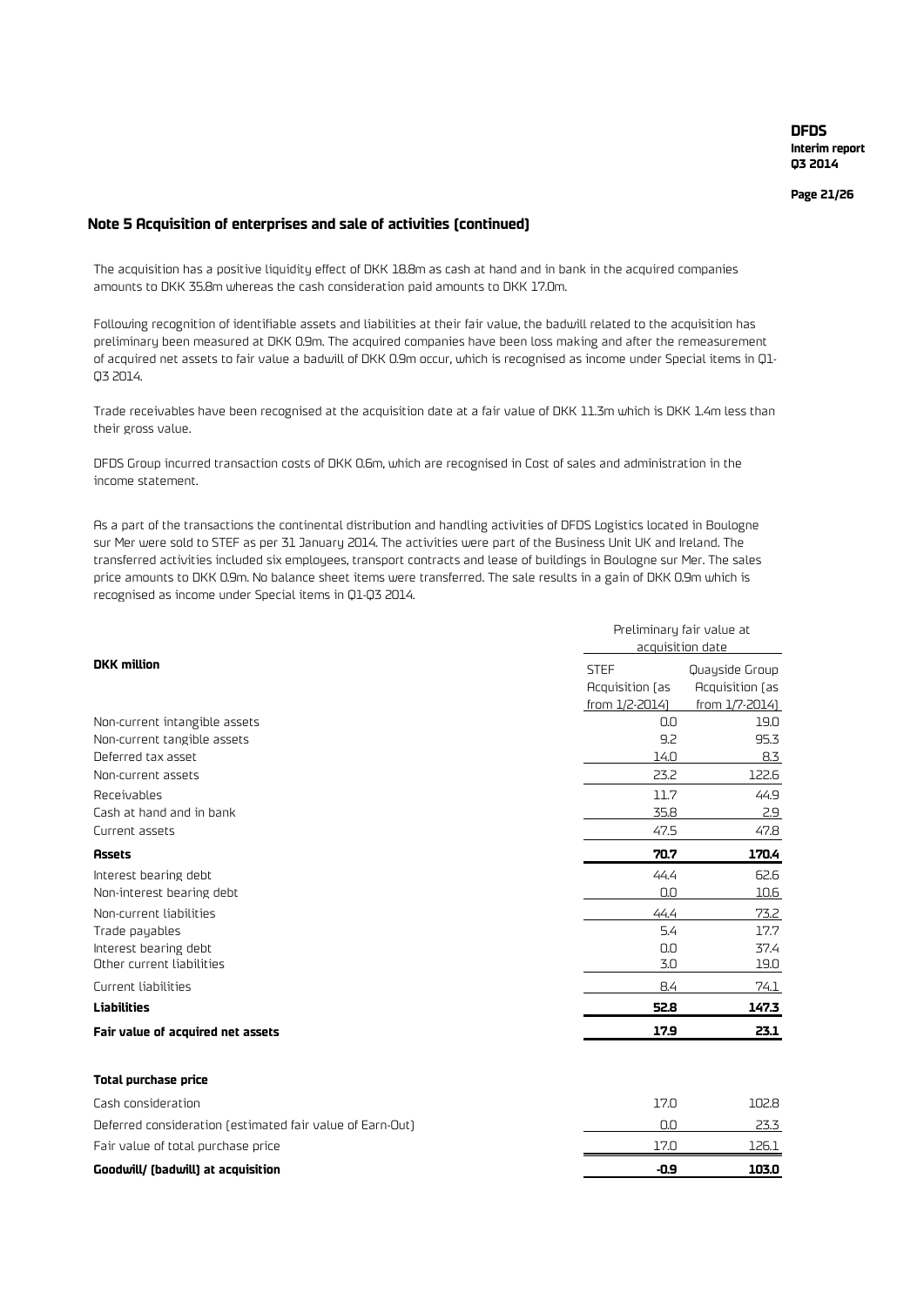## Note 5 Acquisition of enterprises and sale of activities (continued)

The acquisition has a positive liquidity effect of DKK 18.8m as cash at hand and in bank in the acquired companies amounts to DKK 35.8m whereas the cash consideration paid amounts to DKK 17.0m.

Following recognition of identifiable assets and liabilities at their fair value, the badwill related to the acquisition has preliminary been measured at DKK 0.9m. The acquired companies have been loss making and after the remeasurement of acquired net assets to fair value a badwill of DKK 0.9m occur, which is recognised as income under Special items in Q1-Q3 2014.

Trade receivables have been recognised at the acquisition date at a fair value of DKK 11.3m which is DKK 1.4m less than their gross value.

DFDS Group incurred transaction costs of DKK 0.6m, which are recognised in Cost of sales and administration in the income statement.

As a part of the transactions the continental distribution and handling activities of DFDS Logistics located in Boulogne sur Mer were sold to STEF as per 31 January 2014. The activities were part of the Business Unit UK and Ireland. The transferred activities included six employees, transport contracts and lease of buildings in Boulogne sur Mer. The sales price amounts to DKK 0.9m. No balance sheet items were transferred. The sale results in a gain of DKK 0.9m which is recognised as income under Special items in Q1-Q3 2014.

| | Preliminary fair value at acquisition date | |
|---|---|---|
| **DKK million** | STEF Acquisition (as from 1/2-2014) | Quayside Group Acquisition (as from 1/7-2014) |
| Non-current intangible assets | 0.0 | 19.0 |
| Non-current tangible assets | 9.2 | 95.3 |
| Deferred tax asset | 14.0 | 8.3 |
| Non-current assets | 23.2 | 122.6 |
| Receivables | 11.7 | 44.9 |
| Cash at hand and in bank | 35.8 | 2.9 |
| Current assets | 47.5 | 47.8 |
| **Assets** | **70.7** | **170.4** |
| Interest bearing debt | 44.4 | 62.6 |
| Non-interest bearing debt | 0.0 | 10.6 |
| Non-current liabilities | 44.4 | 73.2 |
| Trade payables | 5.4 | 17.7 |
| Interest bearing debt | 0.0 | 37.4 |
| Other current liabilities | 3.0 | 19.0 |
| Current liabilities | 8.4 | 74.1 |
| **Liabilities** | **52.8** | **147.3** |
| **Fair value of acquired net assets** | **17.9** | **23.1** |
| | | |
| **Total purchase price** | | |
| Cash consideration | 17.0 | 102.8 |
| Deferred consideration (estimated fair value of Earn-Out) | 0.0 | 23.3 |
| Fair value of total purchase price | 17.0 | 126.1 |
| **Goodwill/ (badwill) at acquisition** | **-0.9** | **103.0** |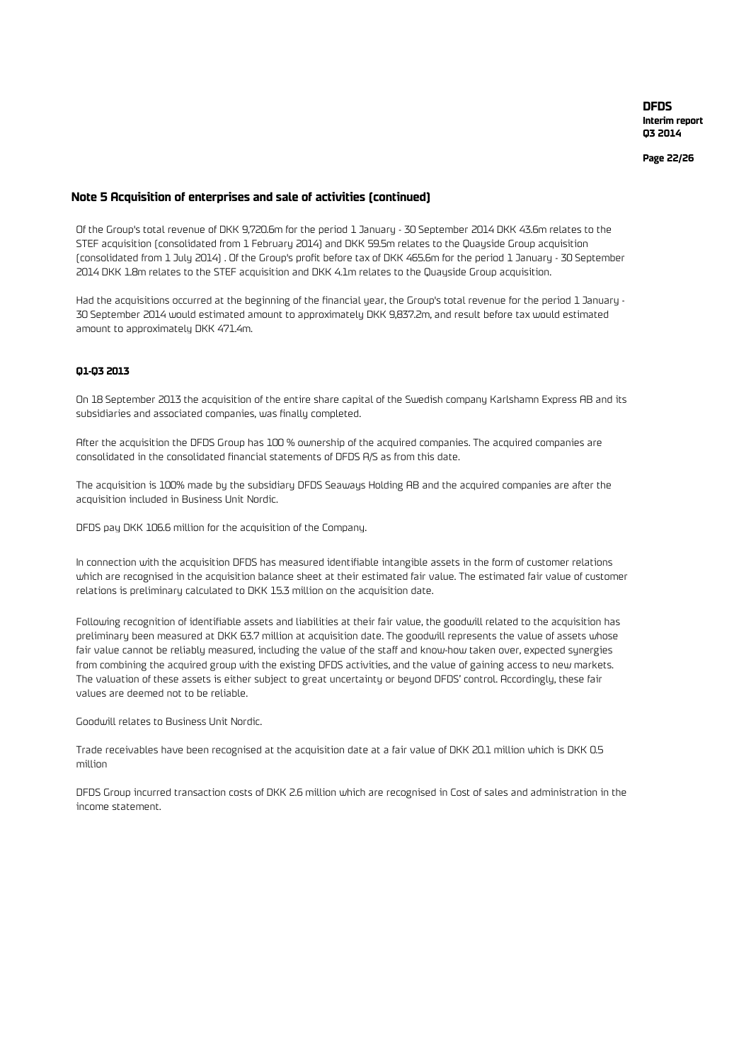## Note 5 Acquisition of enterprises and sale of activities (continued)

Of the Group's total revenue of DKK 9,720.6m for the period 1 January - 30 September 2014 DKK 43.6m relates to the STEF acquisition (consolidated from 1 February 2014) and DKK 59.5m relates to the Quayside Group acquisition (consolidated from 1 July 2014) . Of the Group's profit before tax of DKK 465.6m for the period 1 January - 30 September 2014 DKK 1.8m relates to the STEF acquisition and DKK 4.1m relates to the Quayside Group acquisition.

Had the acquisitions occurred at the beginning of the financial year, the Group's total revenue for the period 1 January - 30 September 2014 would estimated amount to approximately DKK 9,837.2m, and result before tax would estimated amount to approximately DKK 471.4m.

**Q1-Q3 2013**

On 18 September 2013 the acquisition of the entire share capital of the Swedish company Karlshamn Express AB and its subsidiaries and associated companies, was finally completed.

After the acquisition the DFDS Group has 100 % ownership of the acquired companies. The acquired companies are consolidated in the consolidated financial statements of DFDS A/S as from this date.

The acquisition is 100% made by the subsidiary DFDS Seaways Holding AB and the acquired companies are after the acquisition included in Business Unit Nordic.

DFDS pay DKK 106.6 million for the acquisition of the Company.

In connection with the acquisition DFDS has measured identifiable intangible assets in the form of customer relations which are recognised in the acquisition balance sheet at their estimated fair value. The estimated fair value of customer relations is preliminary calculated to DKK 15.3 million on the acquisition date.

Following recognition of identifiable assets and liabilities at their fair value, the goodwill related to the acquisition has preliminary been measured at DKK 63.7 million at acquisition date. The goodwill represents the value of assets whose fair value cannot be reliably measured, including the value of the staff and know-how taken over, expected synergies from combining the acquired group with the existing DFDS activities, and the value of gaining access to new markets. The valuation of these assets is either subject to great uncertainty or beyond DFDS' control. Accordingly, these fair values are deemed not to be reliable.

Goodwill relates to Business Unit Nordic.

Trade receivables have been recognised at the acquisition date at a fair value of DKK 20.1 million which is DKK 0.5 million

DFDS Group incurred transaction costs of DKK 2.6 million which are recognised in Cost of sales and administration in the income statement.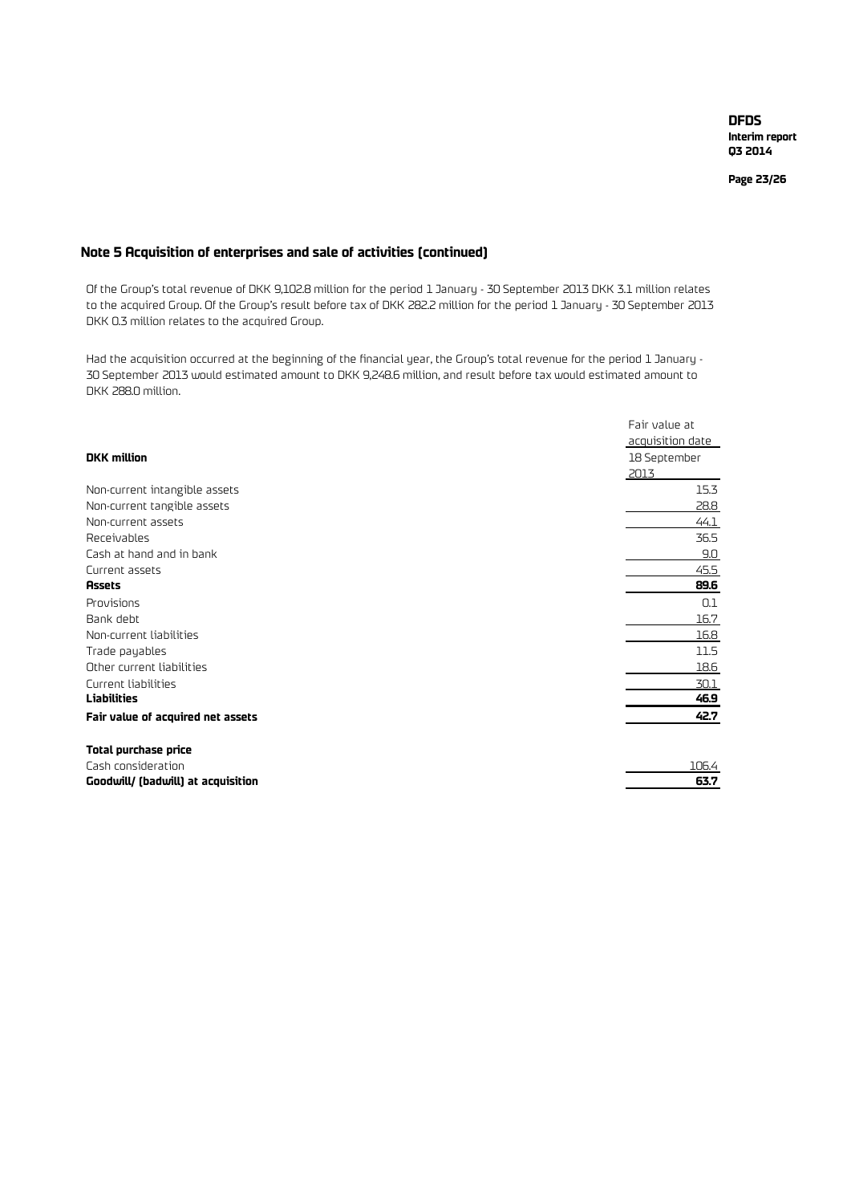## Note 5 Acquisition of enterprises and sale of activities (continued)

Of the Group's total revenue of DKK 9,102.8 million for the period 1 January - 30 September 2013 DKK 3.1 million relates to the acquired Group. Of the Group's result before tax of DKK 282.2 million for the period 1 January - 30 September 2013 DKK 0.3 million relates to the acquired Group.

Had the acquisition occurred at the beginning of the financial year, the Group's total revenue for the period 1 January - 30 September 2013 would estimated amount to DKK 9,248.6 million, and result before tax would estimated amount to DKK 288.0 million.

| **DKK million** | Fair value at acquisition date 18 September 2013 |
|---|---|
| Non-current intangible assets | 15.3 |
| Non-current tangible assets | 28.8 |
| Non-current assets | 44.1 |
| Receivables | 36.5 |
| Cash at hand and in bank | 9.0 |
| Current assets | 45.5 |
| **Assets** | **89.6** |
| Provisions | 0.1 |
| Bank debt | 16.7 |
| Non-current liabilities | 16.8 |
| Trade payables | 11.5 |
| Other current liabilities | 18.6 |
| Current liabilities | 30.1 |
| **Liabilities** | **46.9** |
| **Fair value of acquired net assets** | **42.7** |
| | |
| **Total purchase price** | |
| Cash consideration | 106.4 |
| **Goodwill/ (badwill) at acquisition** | **63.7** |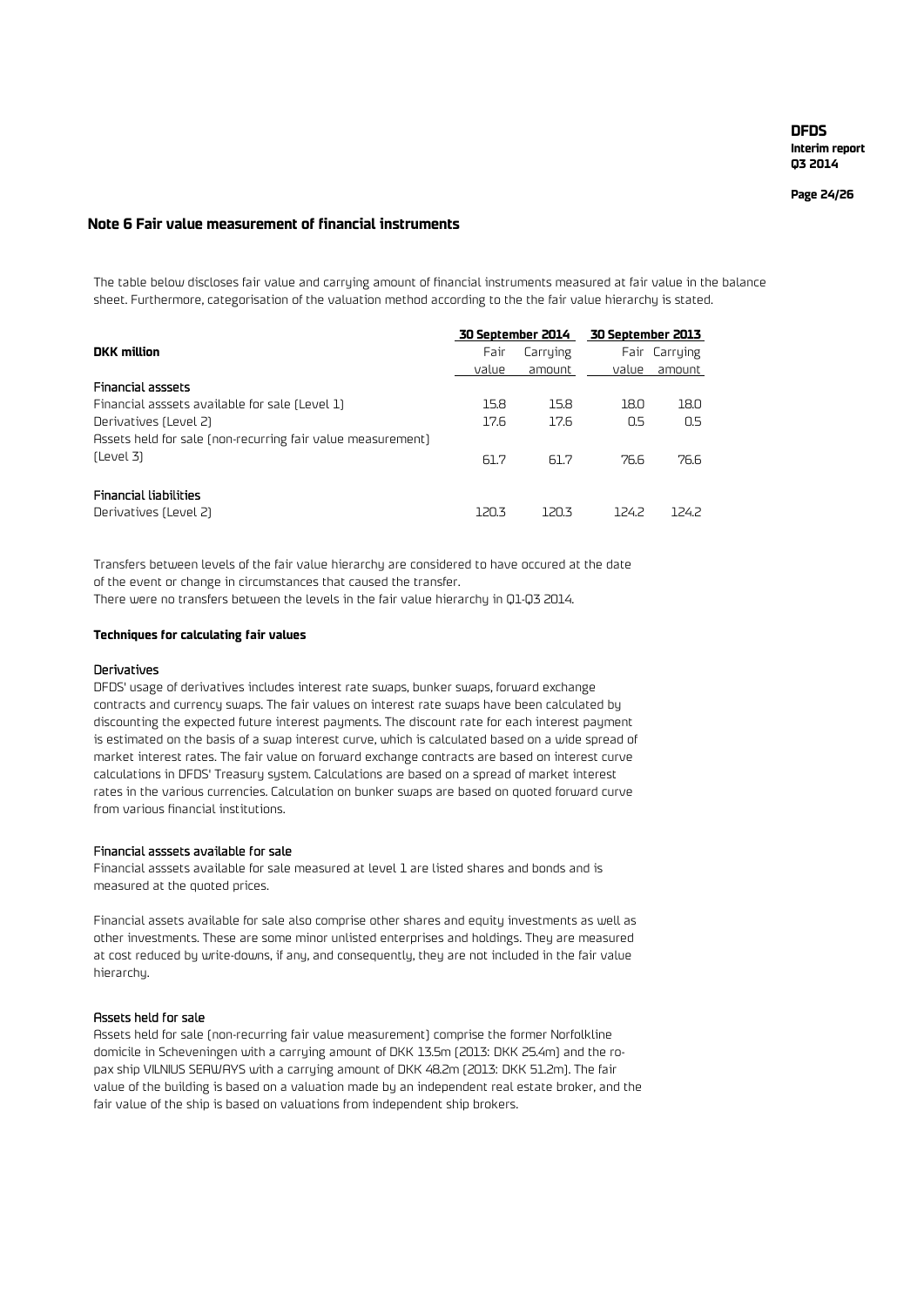## Note 6 Fair value measurement of financial instruments

The table below discloses fair value and carrying amount of financial instruments measured at fair value in the balance sheet. Furthermore, categorisation of the valuation method according to the the fair value hierarchy is stated.

| DKK million | 30 September 2014 | | 30 September 2013 | |
|---|---|---|---|---|
| | Fair value | Carrying amount | Fair value | Carrying amount |
| **Financial asssets** | | | | |
| Financial asssets available for sale (Level 1) | 15.8 | 15.8 | 18.0 | 18.0 |
| Derivatives (Level 2) | 17.6 | 17.6 | 0.5 | 0.5 |
| Assets held for sale (non-recurring fair value measurement) (Level 3) | 61.7 | 61.7 | 76.6 | 76.6 |
| **Financial liabilities** | | | | |
| Derivatives (Level 2) | 120.3 | 120.3 | 124.2 | 124.2 |

Transfers between levels of the fair value hierarchy are considered to have occured at the date of the event or change in circumstances that caused the transfer.
There were no transfers between the levels in the fair value hierarchy in Q1-Q3 2014.

**Techniques for calculating fair values**

Derivatives
DFDS' usage of derivatives includes interest rate swaps, bunker swaps, forward exchange contracts and currency swaps. The fair values on interest rate swaps have been calculated by discounting the expected future interest payments. The discount rate for each interest payment is estimated on the basis of a swap interest curve, which is calculated based on a wide spread of market interest rates. The fair value on forward exchange contracts are based on interest curve calculations in DFDS' Treasury system. Calculations are based on a spread of market interest rates in the various currencies. Calculation on bunker swaps are based on quoted forward curve from various financial institutions.

Financial asssets available for sale
Financial asssets available for sale measured at level 1 are listed shares and bonds and is measured at the quoted prices.

Financial assets available for sale also comprise other shares and equity investments as well as other investments. These are some minor unlisted enterprises and holdings. They are measured at cost reduced by write-downs, if any, and consequently, they are not included in the fair value hierarchy.

Assets held for sale
Assets held for sale (non-recurring fair value measurement) comprise the former Norfolkline domicile in Scheveningen with a carrying amount of DKK 13.5m (2013: DKK 25.4m) and the ro-pax ship VILNIUS SEAWAYS with a carrying amount of DKK 48.2m (2013: DKK 51.2m). The fair value of the building is based on a valuation made by an independent real estate broker, and the fair value of the ship is based on valuations from independent ship brokers.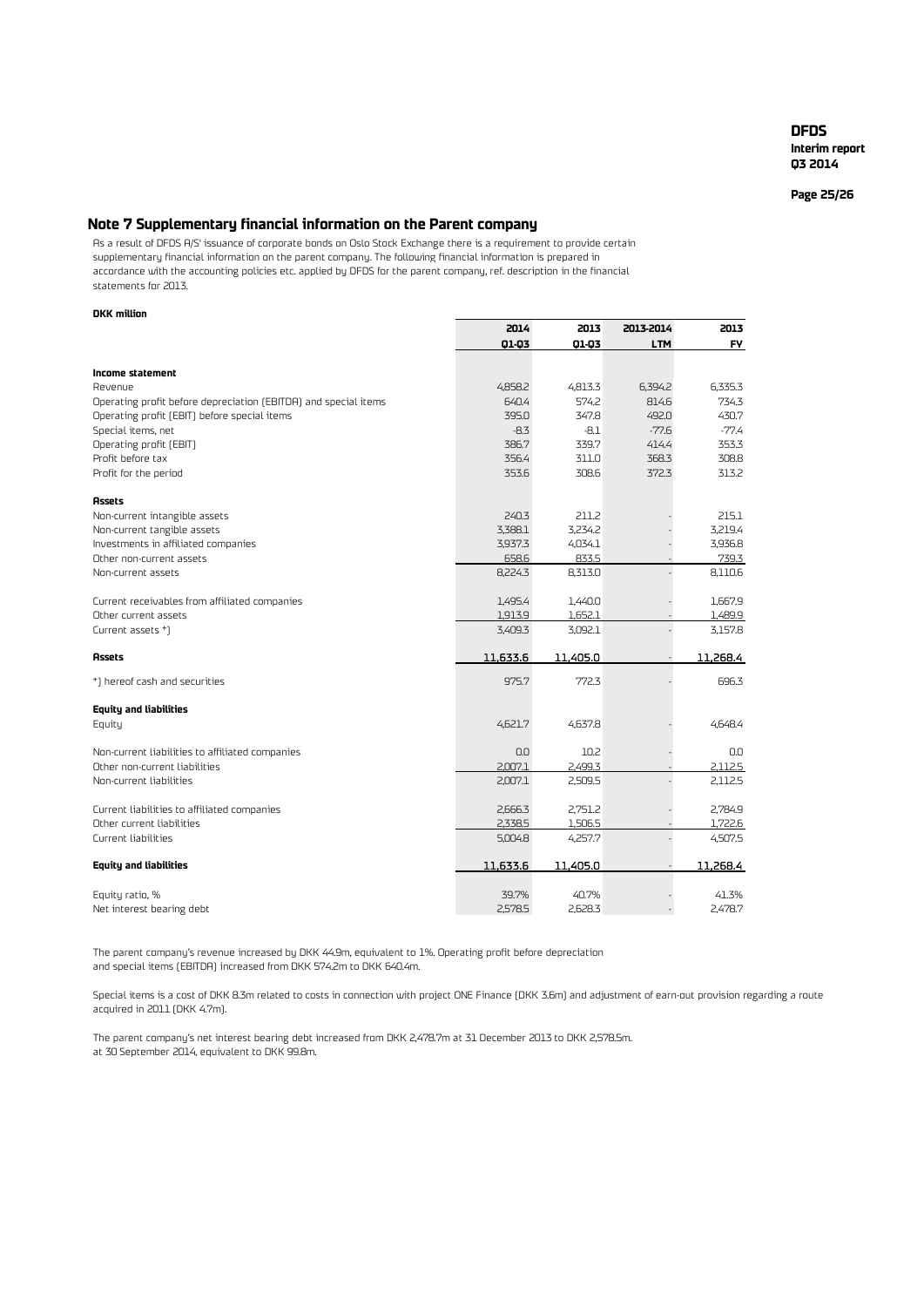## Note 7 Supplementary financial information on the Parent company

As a result of DFDS A/S' issuance of corporate bonds on Oslo Stock Exchange there is a requirement to provide certain supplementary financial information on the parent company. The following financial information is prepared in accordance with the accounting policies etc. applied by DFDS for the parent company, ref. description in the financial statements for 2013.

**DKK million**

| | 2014 Q1-Q3 | 2013 Q1-Q3 | 2013-2014 LTM | 2013 FY |
|---|---|---|---|---|
| **Income statement** | | | | |
| Revenue | 4,858.2 | 4,813.3 | 6,394.2 | 6,335.3 |
| Operating profit before depreciation (EBITDA) and special items | 640.4 | 574.2 | 814.6 | 734.3 |
| Operating profit (EBIT) before special items | 395.0 | 347.8 | 492.0 | 430.7 |
| Special items, net | -8.3 | -8.1 | -77.6 | -77.4 |
| Operating profit (EBIT) | 386.7 | 339.7 | 414.4 | 353.3 |
| Profit before tax | 356.4 | 311.0 | 368.3 | 308.8 |
| Profit for the period | 353.6 | 308.6 | 372.3 | 313.2 |
| **Assets** | | | | |
| Non-current intangible assets | 240.3 | 211.2 | - | 215.1 |
| Non-current tangible assets | 3,388.1 | 3,234.2 | - | 3,219.4 |
| Investments in affiliated companies | 3,937.3 | 4,034.1 | - | 3,936.8 |
| Other non-current assets | 658.6 | 833.5 | - | 739.3 |
| Non-current assets | 8,224.3 | 8,313.0 | - | 8,110.6 |
| Current receivables from affiliated companies | 1,495.4 | 1,440.0 | - | 1,667.9 |
| Other current assets | 1,913.9 | 1,652.1 | - | 1,489.9 |
| Current assets *) | 3,409.3 | 3,092.1 | - | 3,157.8 |
| **Assets** | 11,633.6 | 11,405.0 | - | 11,268.4 |
| *) hereof cash and securities | 975.7 | 772.3 | - | 696.3 |
| **Equity and liabilities** | | | | |
| Equity | 4,621.7 | 4,637.8 | - | 4,648.4 |
| Non-current liabilities to affiliated companies | 0.0 | 10.2 | - | 0.0 |
| Other non-current liabilities | 2,007.1 | 2,499.3 | - | 2,112.5 |
| Non-current liabilities | 2,007.1 | 2,509.5 | - | 2,112.5 |
| Current liabilities to affiliated companies | 2,666.3 | 2,751.2 | - | 2,784.9 |
| Other current liabilities | 2,338.5 | 1,506.5 | - | 1,722.6 |
| Current liabilities | 5,004.8 | 4,257.7 | - | 4,507.5 |
| **Equity and liabilities** | 11,633.6 | 11,405.0 | - | 11,268.4 |
| Equity ratio, % | 39.7% | 40.7% | - | 41.3% |
| Net interest bearing debt | 2,578.5 | 2,628.3 | - | 2,478.7 |

The parent company's revenue increased by DKK 44.9m, equivalent to 1%. Operating profit before depreciation and special items (EBITDA) increased from DKK 574.2m to DKK 640.4m.

Special items is a cost of DKK 8.3m related to costs in connection with project ONE Finance (DKK 3.6m) and adjustment of earn-out provision regarding a route acquired in 2011 (DKK 4.7m).

The parent company's net interest bearing debt increased from DKK 2,478.7m at 31 December 2013 to DKK 2,578.5m. at 30 September 2014, equivalent to DKK 99.8m.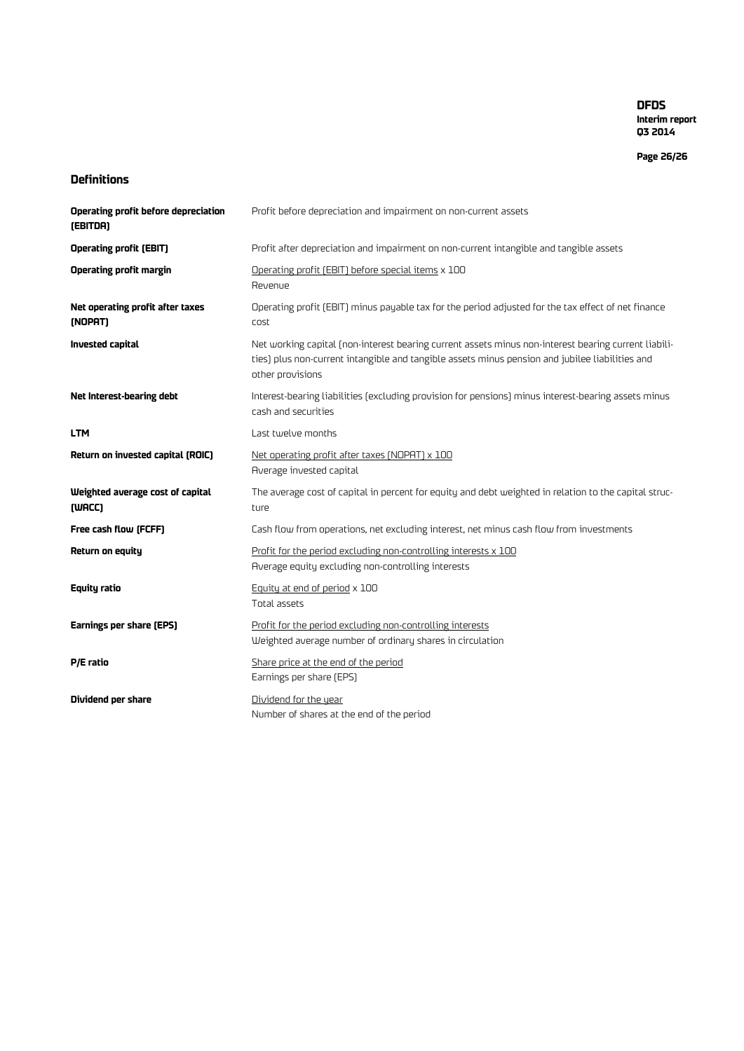## Definitions

| | |
|---|---|
| **Operating profit before depreciation (EBITDA)** | Profit before depreciation and impairment on non-current assets |
| **Operating profit (EBIT)** | Profit after depreciation and impairment on non-current intangible and tangible assets |
| **Operating profit margin** | $\frac{\text{Operating profit (EBIT) before special items} \times 100}{\text{Revenue}}$ |
| **Net operating profit after taxes (NOPAT)** | Operating profit (EBIT) minus payable tax for the period adjusted for the tax effect of net finance cost |
| **Invested capital** | Net working capital (non-interest bearing current assets minus non-interest bearing current liabilities) plus non-current intangible and tangible assets minus pension and jubilee liabilities and other provisions |
| **Net interest-bearing debt** | Interest-bearing liabilities (excluding provision for pensions) minus interest-bearing assets minus cash and securities |
| **LTM** | Last twelve months |
| **Return on invested capital (ROIC)** | $\frac{\text{Net operating profit after taxes (NOPAT)} \times 100}{\text{Average invested capital}}$ |
| **Weighted average cost of capital (WACC)** | The average cost of capital in percent for equity and debt weighted in relation to the capital structure |
| **Free cash flow (FCFF)** | Cash flow from operations, net excluding interest, net minus cash flow from investments |
| **Return on equity** | $\frac{\text{Profit for the period excluding non-controlling interests} \times 100}{\text{Average equity excluding non-controlling interests}}$ |
| **Equity ratio** | $\frac{\text{Equity at end of period} \times 100}{\text{Total assets}}$ |
| **Earnings per share (EPS)** | $\frac{\text{Profit for the period excluding non-controlling interests}}{\text{Weighted average number of ordinary shares in circulation}}$ |
| **P/E ratio** | $\frac{\text{Share price at the end of the period}}{\text{Earnings per share (EPS)}}$ |
| **Dividend per share** | $\frac{\text{Dividend for the year}}{\text{Number of shares at the end of the period}}$ |